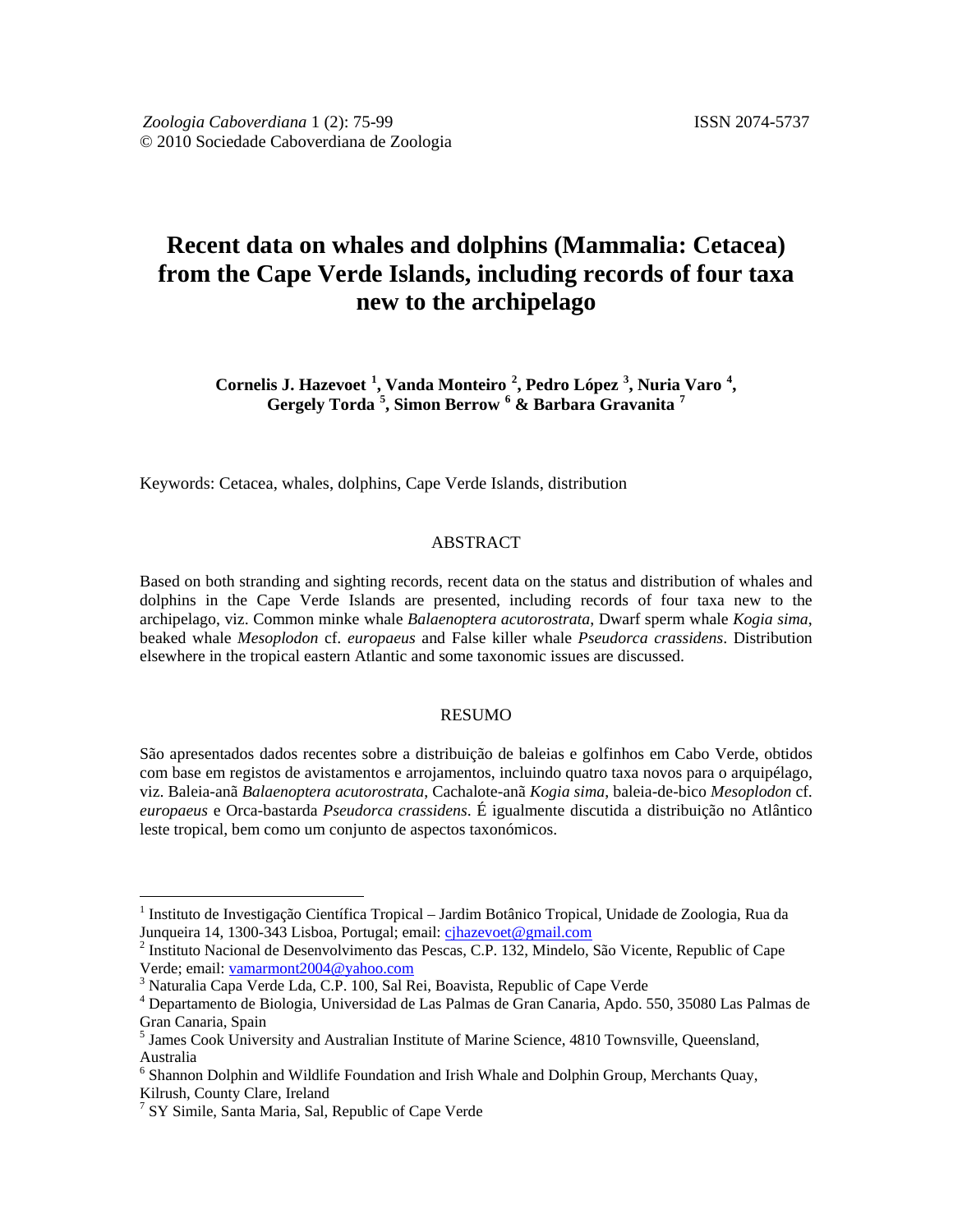*Zoologia Caboverdiana* 1 (2): 75-99
© 2010 Sociedade Caboverdiana de Zoologia

ISSN 2074-5737

# Recent data on whales and dolphins (Mammalia: Cetacea) from the Cape Verde Islands, including records of four taxa new to the archipelago

**Cornelis J. Hazevoet [1], Vanda Monteiro [2], Pedro López [3], Nuria Varo [4], Gergely Torda [5], Simon Berrow [6] & Barbara Gravanita [7]**

Keywords: Cetacea, whales, dolphins, Cape Verde Islands, distribution

## ABSTRACT

Based on both stranding and sighting records, recent data on the status and distribution of whales and dolphins in the Cape Verde Islands are presented, including records of four taxa new to the archipelago, viz. Common minke whale *Balaenoptera acutorostrata*, Dwarf sperm whale *Kogia sima*, beaked whale *Mesoplodon* cf. *europaeus* and False killer whale *Pseudorca crassidens*. Distribution elsewhere in the tropical eastern Atlantic and some taxonomic issues are discussed.

## RESUMO

São apresentados dados recentes sobre a distribuição de baleias e golfinhos em Cabo Verde, obtidos com base em registos de avistamentos e arrojamentos, incluindo quatro taxa novos para o arquipélago, viz. Baleia-anã *Balaenoptera acutorostrata*, Cachalote-anã *Kogia sima*, baleia-de-bico *Mesoplodon* cf. *europaeus* e Orca-bastarda *Pseudorca crassidens*. É igualmente discutida a distribuição no Atlântico leste tropical, bem como um conjunto de aspectos taxonómicos.

---

[1] Instituto de Investigação Científica Tropical – Jardim Botânico Tropical, Unidade de Zoologia, Rua da Junqueira 14, 1300-343 Lisboa, Portugal; email: cjhazevoet@gmail.com

[2] Instituto Nacional de Desenvolvimento das Pescas, C.P. 132, Mindelo, São Vicente, Republic of Cape Verde; email: vamarmont2004@yahoo.com

[3] Naturalia Capa Verde Lda, C.P. 100, Sal Rei, Boavista, Republic of Cape Verde

[4] Departamento de Biologia, Universidad de Las Palmas de Gran Canaria, Apdo. 550, 35080 Las Palmas de Gran Canaria, Spain

[5] James Cook University and Australian Institute of Marine Science, 4810 Townsville, Queensland, Australia

[6] Shannon Dolphin and Wildlife Foundation and Irish Whale and Dolphin Group, Merchants Quay, Kilrush, County Clare, Ireland

[7] SY Simile, Santa Maria, Sal, Republic of Cape Verde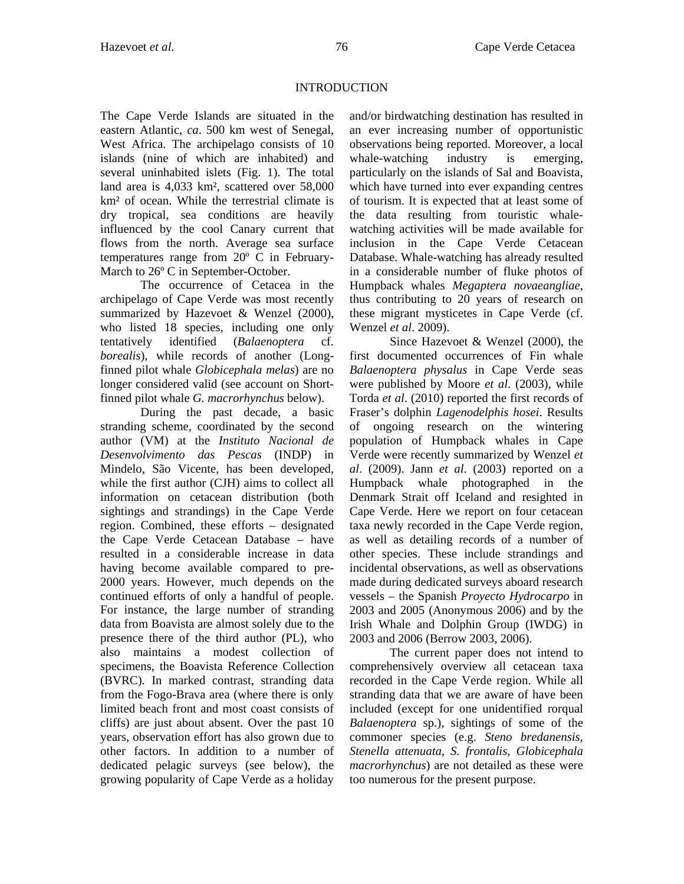## INTRODUCTION

The Cape Verde Islands are situated in the eastern Atlantic, *ca*. 500 km west of Senegal, West Africa. The archipelago consists of 10 islands (nine of which are inhabited) and several uninhabited islets (Fig. 1). The total land area is 4,033 km², scattered over 58,000 km² of ocean. While the terrestrial climate is dry tropical, sea conditions are heavily influenced by the cool Canary current that flows from the north. Average sea surface temperatures range from 20º C in February-March to 26º C in September-October.

The occurrence of Cetacea in the archipelago of Cape Verde was most recently summarized by Hazevoet & Wenzel (2000), who listed 18 species, including one only tentatively identified (*Balaenoptera* cf. *borealis*), while records of another (Long-finned pilot whale *Globicephala melas*) are no longer considered valid (see account on Short-finned pilot whale *G. macrorhynchus* below).

During the past decade, a basic stranding scheme, coordinated by the second author (VM) at the *Instituto Nacional de Desenvolvimento das Pescas* (INDP) in Mindelo, São Vicente, has been developed, while the first author (CJH) aims to collect all information on cetacean distribution (both sightings and strandings) in the Cape Verde region. Combined, these efforts – designated the Cape Verde Cetacean Database – have resulted in a considerable increase in data having become available compared to pre-2000 years. However, much depends on the continued efforts of only a handful of people. For instance, the large number of stranding data from Boavista are almost solely due to the presence there of the third author (PL), who also maintains a modest collection of specimens, the Boavista Reference Collection (BVRC). In marked contrast, stranding data from the Fogo-Brava area (where there is only limited beach front and most coast consists of cliffs) are just about absent. Over the past 10 years, observation effort has also grown due to other factors. In addition to a number of dedicated pelagic surveys (see below), the growing popularity of Cape Verde as a holiday and/or birdwatching destination has resulted in an ever increasing number of opportunistic observations being reported. Moreover, a local whale-watching industry is emerging, particularly on the islands of Sal and Boavista, which have turned into ever expanding centres of tourism. It is expected that at least some of the data resulting from touristic whale-watching activities will be made available for inclusion in the Cape Verde Cetacean Database. Whale-watching has already resulted in a considerable number of fluke photos of Humpback whales *Megaptera novaeangliae*, thus contributing to 20 years of research on these migrant mysticetes in Cape Verde (cf. Wenzel *et al*. 2009).

Since Hazevoet & Wenzel (2000), the first documented occurrences of Fin whale *Balaenoptera physalus* in Cape Verde seas were published by Moore *et al*. (2003), while Torda *et al*. (2010) reported the first records of Fraser's dolphin *Lagenodelphis hosei*. Results of ongoing research on the wintering population of Humpback whales in Cape Verde were recently summarized by Wenzel *et al*. (2009). Jann *et al*. (2003) reported on a Humpback whale photographed in the Denmark Strait off Iceland and resighted in Cape Verde. Here we report on four cetacean taxa newly recorded in the Cape Verde region, as well as detailing records of a number of other species. These include strandings and incidental observations, as well as observations made during dedicated surveys aboard research vessels – the Spanish *Proyecto Hydrocarpo* in 2003 and 2005 (Anonymous 2006) and by the Irish Whale and Dolphin Group (IWDG) in 2003 and 2006 (Berrow 2003, 2006).

The current paper does not intend to comprehensively overview all cetacean taxa recorded in the Cape Verde region. While all stranding data that we are aware of have been included (except for one unidentified rorqual *Balaenoptera* sp.), sightings of some of the commoner species (e.g. *Steno bredanensis*, *Stenella attenuata*, *S. frontalis*, *Globicephala macrorhynchus*) are not detailed as these were too numerous for the present purpose.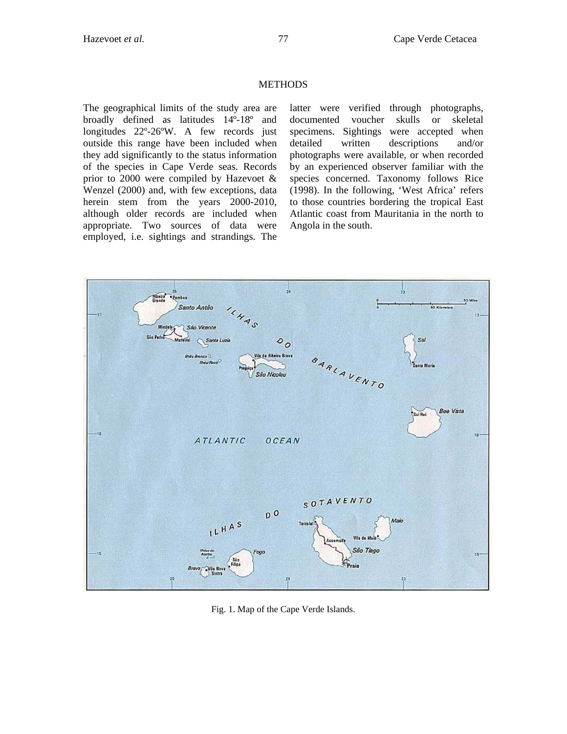## METHODS

The geographical limits of the study area are broadly defined as latitudes 14º-18º and longitudes 22º-26ºW. A few records just outside this range have been included when they add significantly to the status information of the species in Cape Verde seas. Records prior to 2000 were compiled by Hazevoet & Wenzel (2000) and, with few exceptions, data herein stem from the years 2000-2010, although older records are included when appropriate. Two sources of data were employed, i.e. sightings and strandings. The latter were verified through photographs, documented voucher skulls or skeletal specimens. Sightings were accepted when detailed written descriptions and/or photographs were available, or when recorded by an experienced observer familiar with the species concerned. Taxonomy follows Rice (1998). In the following, 'West Africa' refers to those countries bordering the tropical East Atlantic coast from Mauritania in the north to Angola in the south.

Fig. 1. Map of the Cape Verde Islands.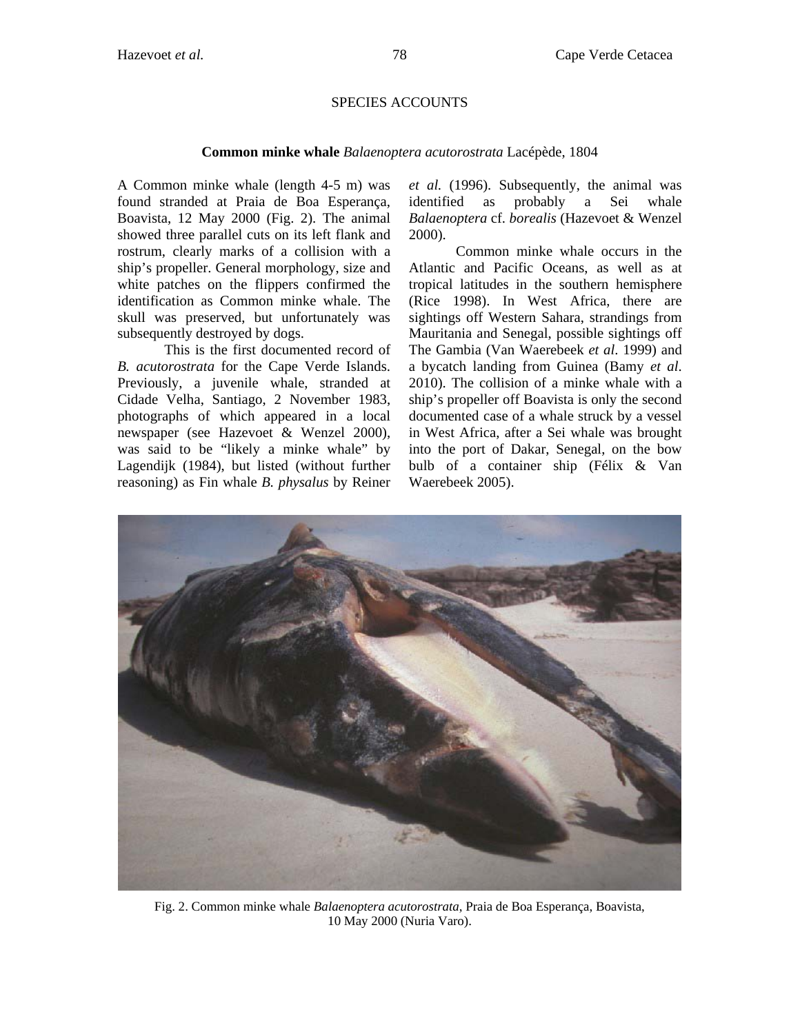## SPECIES ACCOUNTS

### Common minke whale *Balaenoptera acutorostrata* Lacépède, 1804

A Common minke whale (length 4-5 m) was found stranded at Praia de Boa Esperança, Boavista, 12 May 2000 (Fig. 2). The animal showed three parallel cuts on its left flank and rostrum, clearly marks of a collision with a ship's propeller. General morphology, size and white patches on the flippers confirmed the identification as Common minke whale. The skull was preserved, but unfortunately was subsequently destroyed by dogs.

This is the first documented record of *B. acutorostrata* for the Cape Verde Islands. Previously, a juvenile whale, stranded at Cidade Velha, Santiago, 2 November 1983, photographs of which appeared in a local newspaper (see Hazevoet & Wenzel 2000), was said to be "likely a minke whale" by Lagendijk (1984), but listed (without further reasoning) as Fin whale *B. physalus* by Reiner *et al.* (1996). Subsequently, the animal was identified as probably a Sei whale *Balaenoptera* cf. *borealis* (Hazevoet & Wenzel 2000).

Common minke whale occurs in the Atlantic and Pacific Oceans, as well as at tropical latitudes in the southern hemisphere (Rice 1998). In West Africa, there are sightings off Western Sahara, strandings from Mauritania and Senegal, possible sightings off The Gambia (Van Waerebeek *et al*. 1999) and a bycatch landing from Guinea (Bamy *et al*. 2010). The collision of a minke whale with a ship's propeller off Boavista is only the second documented case of a whale struck by a vessel in West Africa, after a Sei whale was brought into the port of Dakar, Senegal, on the bow bulb of a container ship (Félix & Van Waerebeek 2005).

Fig. 2. Common minke whale *Balaenoptera acutorostrata*, Praia de Boa Esperança, Boavista, 10 May 2000 (Nuria Varo).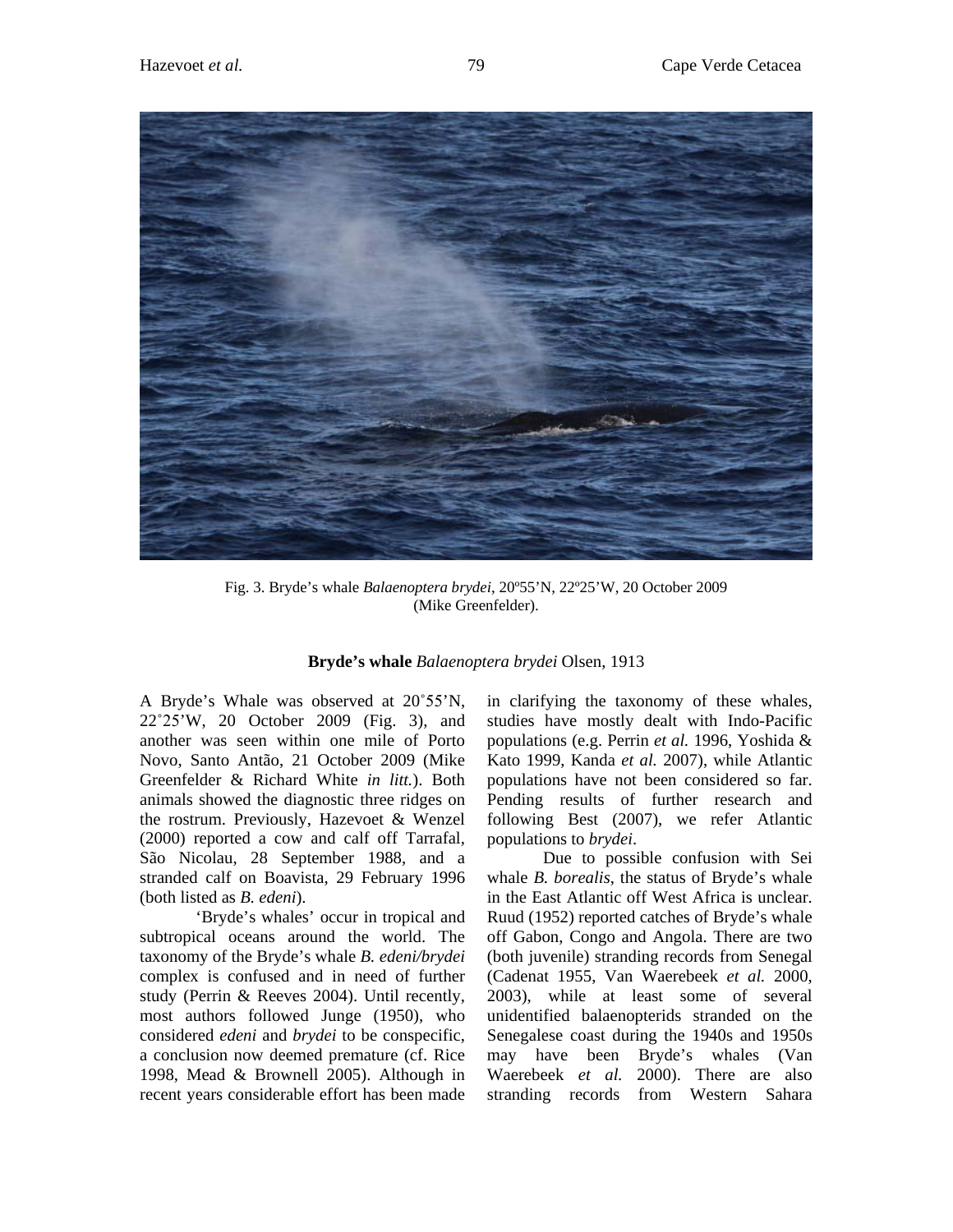Fig. 3. Bryde’s whale *Balaenoptera brydei*, 20º55’N, 22º25’W, 20 October 2009 (Mike Greenfelder).

**Bryde’s whale** *Balaenoptera brydei* Olsen, 1913

A Bryde’s Whale was observed at 20˚55’N, 22˚25’W, 20 October 2009 (Fig. 3), and another was seen within one mile of Porto Novo, Santo Antão, 21 October 2009 (Mike Greenfelder & Richard White *in litt.*). Both animals showed the diagnostic three ridges on the rostrum. Previously, Hazevoet & Wenzel (2000) reported a cow and calf off Tarrafal, São Nicolau, 28 September 1988, and a stranded calf on Boavista, 29 February 1996 (both listed as *B. edeni*).

‘Bryde’s whales’ occur in tropical and subtropical oceans around the world. The taxonomy of the Bryde’s whale *B. edeni/brydei* complex is confused and in need of further study (Perrin & Reeves 2004). Until recently, most authors followed Junge (1950), who considered *edeni* and *brydei* to be conspecific, a conclusion now deemed premature (cf. Rice 1998, Mead & Brownell 2005). Although in recent years considerable effort has been made in clarifying the taxonomy of these whales, studies have mostly dealt with Indo-Pacific populations (e.g. Perrin *et al.* 1996, Yoshida & Kato 1999, Kanda *et al.* 2007), while Atlantic populations have not been considered so far. Pending results of further research and following Best (2007), we refer Atlantic populations to *brydei*.

Due to possible confusion with Sei whale *B. borealis*, the status of Bryde’s whale in the East Atlantic off West Africa is unclear. Ruud (1952) reported catches of Bryde’s whale off Gabon, Congo and Angola. There are two (both juvenile) stranding records from Senegal (Cadenat 1955, Van Waerebeek *et al.* 2000, 2003), while at least some of several unidentified balaenopterids stranded on the Senegalese coast during the 1940s and 1950s may have been Bryde’s whales (Van Waerebeek *et al.* 2000). There are also stranding records from Western Sahara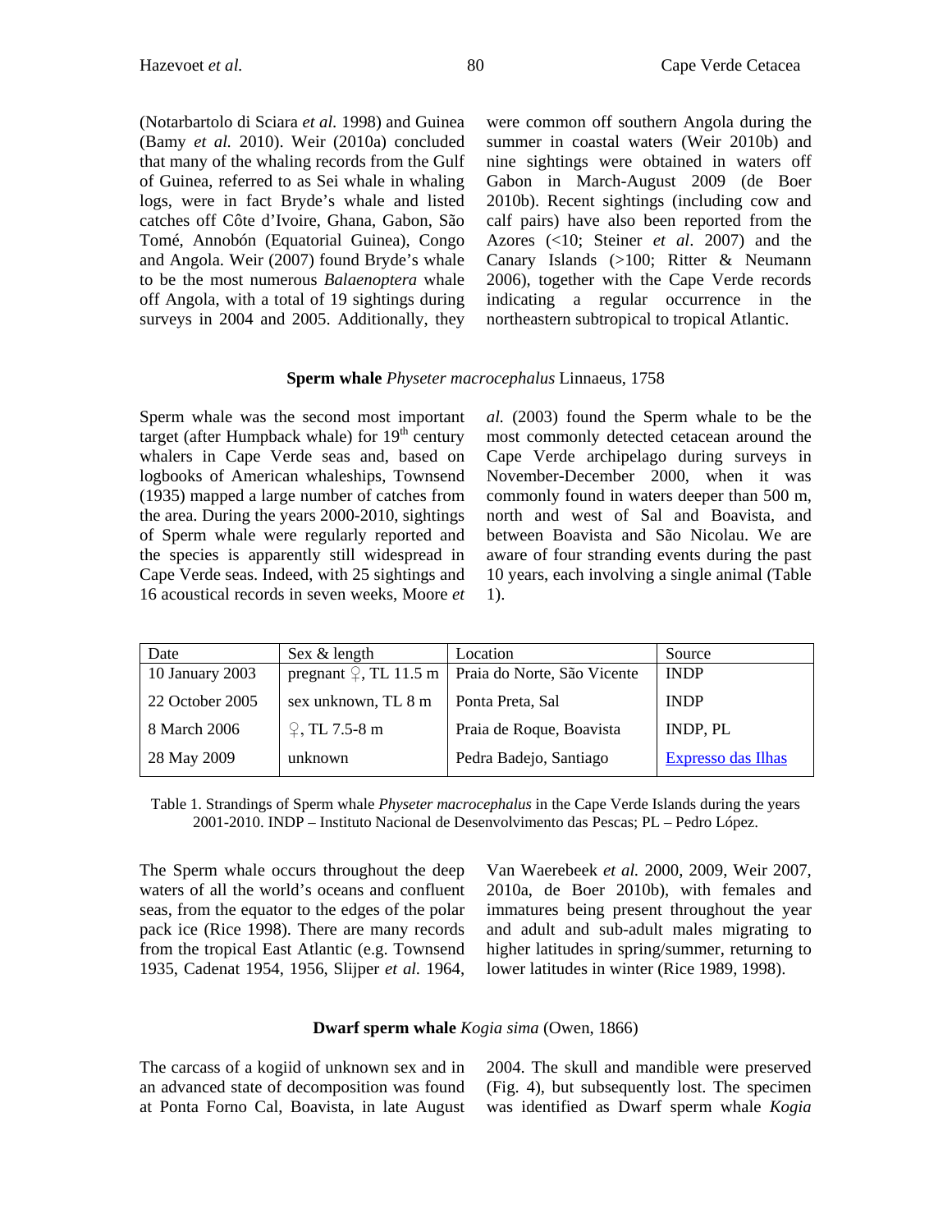(Notarbartolo di Sciara *et al.* 1998) and Guinea (Bamy *et al.* 2010). Weir (2010a) concluded that many of the whaling records from the Gulf of Guinea, referred to as Sei whale in whaling logs, were in fact Bryde's whale and listed catches off Côte d'Ivoire, Ghana, Gabon, São Tomé, Annobón (Equatorial Guinea), Congo and Angola. Weir (2007) found Bryde's whale to be the most numerous *Balaenoptera* whale off Angola, with a total of 19 sightings during surveys in 2004 and 2005. Additionally, they were common off southern Angola during the summer in coastal waters (Weir 2010b) and nine sightings were obtained in waters off Gabon in March-August 2009 (de Boer 2010b). Recent sightings (including cow and calf pairs) have also been reported from the Azores (<10; Steiner *et al*. 2007) and the Canary Islands (>100; Ritter & Neumann 2006), together with the Cape Verde records indicating a regular occurrence in the northeastern subtropical to tropical Atlantic.

### **Sperm whale** *Physeter macrocephalus* Linnaeus, 1758

Sperm whale was the second most important target (after Humpback whale) for 19th century whalers in Cape Verde seas and, based on logbooks of American whaleships, Townsend (1935) mapped a large number of catches from the area. During the years 2000-2010, sightings of Sperm whale were regularly reported and the species is apparently still widespread in Cape Verde seas. Indeed, with 25 sightings and 16 acoustical records in seven weeks, Moore *et al.* (2003) found the Sperm whale to be the most commonly detected cetacean around the Cape Verde archipelago during surveys in November-December 2000, when it was commonly found in waters deeper than 500 m, north and west of Sal and Boavista, and between Boavista and São Nicolau. We are aware of four stranding events during the past 10 years, each involving a single animal (Table 1).

| Date | Sex & length | Location | Source |
|---|---|---|---|
| 10 January 2003 | pregnant ♀, TL 11.5 m | Praia do Norte, São Vicente | INDP |
| 22 October 2005 | sex unknown, TL 8 m | Ponta Preta, Sal | INDP |
| 8 March 2006 | ♀, TL 7.5-8 m | Praia de Roque, Boavista | INDP, PL |
| 28 May 2009 | unknown | Pedra Badejo, Santiago | Expresso das Ilhas |

Table 1. Strandings of Sperm whale *Physeter macrocephalus* in the Cape Verde Islands during the years 2001-2010. INDP – Instituto Nacional de Desenvolvimento das Pescas; PL – Pedro López.

The Sperm whale occurs throughout the deep waters of all the world's oceans and confluent seas, from the equator to the edges of the polar pack ice (Rice 1998). There are many records from the tropical East Atlantic (e.g. Townsend 1935, Cadenat 1954, 1956, Slijper *et al.* 1964, Van Waerebeek *et al.* 2000, 2009, Weir 2007, 2010a, de Boer 2010b), with females and immatures being present throughout the year and adult and sub-adult males migrating to higher latitudes in spring/summer, returning to lower latitudes in winter (Rice 1989, 1998).

### **Dwarf sperm whale** *Kogia sima* (Owen, 1866)

The carcass of a kogiid of unknown sex and in an advanced state of decomposition was found at Ponta Forno Cal, Boavista, in late August 2004. The skull and mandible were preserved (Fig. 4), but subsequently lost. The specimen was identified as Dwarf sperm whale *Kogia*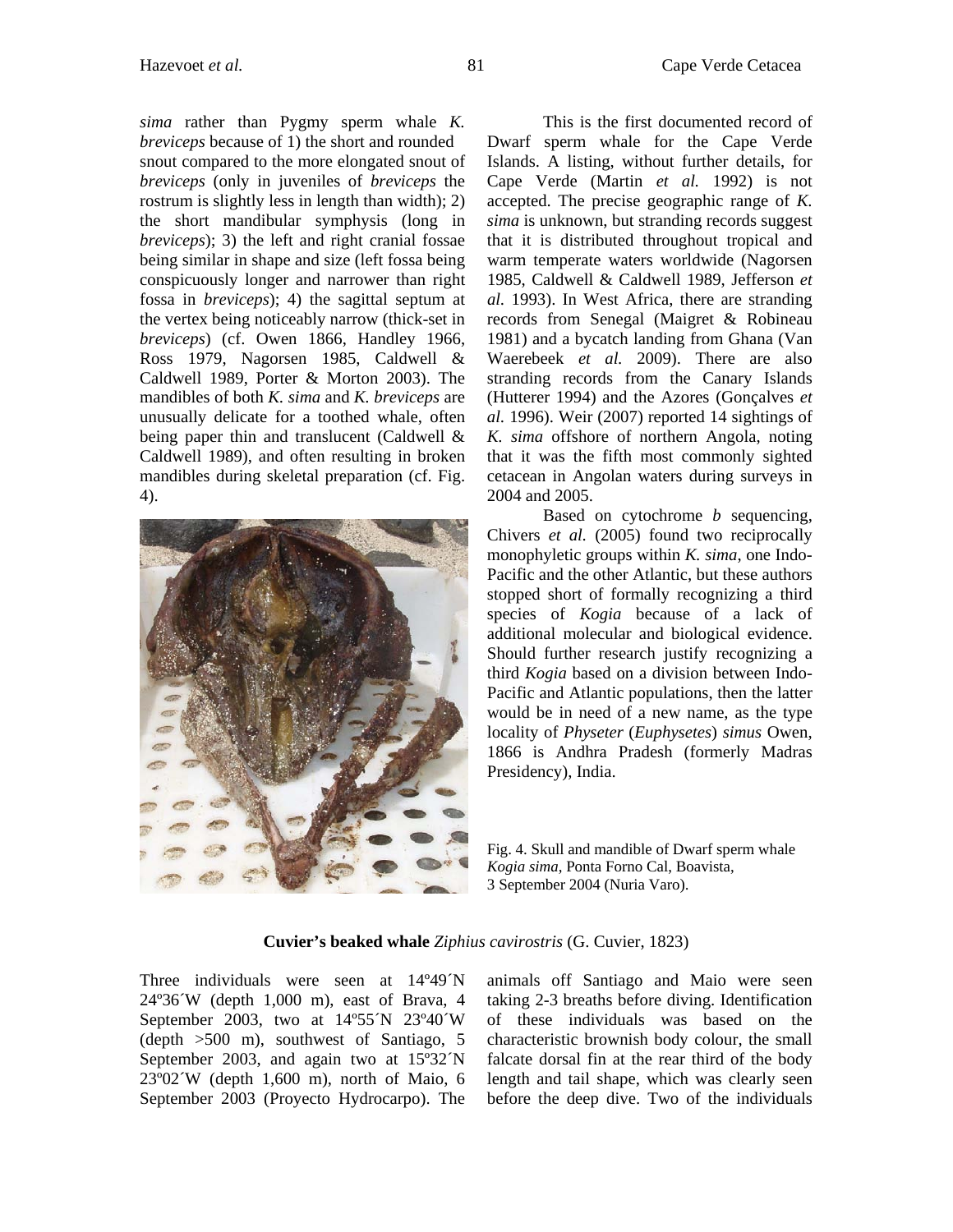*sima* rather than Pygmy sperm whale *K. breviceps* because of 1) the short and rounded snout compared to the more elongated snout of *breviceps* (only in juveniles of *breviceps* the rostrum is slightly less in length than width); 2) the short mandibular symphysis (long in *breviceps*); 3) the left and right cranial fossae being similar in shape and size (left fossa being conspicuously longer and narrower than right fossa in *breviceps*); 4) the sagittal septum at the vertex being noticeably narrow (thick-set in *breviceps*) (cf. Owen 1866, Handley 1966, Ross 1979, Nagorsen 1985, Caldwell & Caldwell 1989, Porter & Morton 2003). The mandibles of both *K. sima* and *K. breviceps* are unusually delicate for a toothed whale, often being paper thin and translucent (Caldwell & Caldwell 1989), and often resulting in broken mandibles during skeletal preparation (cf. Fig. 4).

This is the first documented record of Dwarf sperm whale for the Cape Verde Islands. A listing, without further details, for Cape Verde (Martin *et al.* 1992) is not accepted. The precise geographic range of *K. sima* is unknown, but stranding records suggest that it is distributed throughout tropical and warm temperate waters worldwide (Nagorsen 1985, Caldwell & Caldwell 1989, Jefferson *et al.* 1993). In West Africa, there are stranding records from Senegal (Maigret & Robineau 1981) and a bycatch landing from Ghana (Van Waerebeek *et al.* 2009). There are also stranding records from the Canary Islands (Hutterer 1994) and the Azores (Gonçalves *et al.* 1996). Weir (2007) reported 14 sightings of *K. sima* offshore of northern Angola, noting that it was the fifth most commonly sighted cetacean in Angolan waters during surveys in 2004 and 2005.

Based on cytochrome *b* sequencing, Chivers *et al.* (2005) found two reciprocally monophyletic groups within *K. sima*, one Indo-Pacific and the other Atlantic, but these authors stopped short of formally recognizing a third species of *Kogia* because of a lack of additional molecular and biological evidence. Should further research justify recognizing a third *Kogia* based on a division between Indo-Pacific and Atlantic populations, then the latter would be in need of a new name, as the type locality of *Physeter* (*Euphysetes*) *simus* Owen, 1866 is Andhra Pradesh (formerly Madras Presidency), India.

Fig. 4. Skull and mandible of Dwarf sperm whale *Kogia sima*, Ponta Forno Cal, Boavista, 3 September 2004 (Nuria Varo).

### **Cuvier's beaked whale** *Ziphius cavirostris* (G. Cuvier, 1823)

Three individuals were seen at 14º49´N 24º36´W (depth 1,000 m), east of Brava, 4 September 2003, two at 14º55´N 23º40´W (depth >500 m), southwest of Santiago, 5 September 2003, and again two at 15º32´N 23º02´W (depth 1,600 m), north of Maio, 6 September 2003 (Proyecto Hydrocarpo). The animals off Santiago and Maio were seen taking 2-3 breaths before diving. Identification of these individuals was based on the characteristic brownish body colour, the small falcate dorsal fin at the rear third of the body length and tail shape, which was clearly seen before the deep dive. Two of the individuals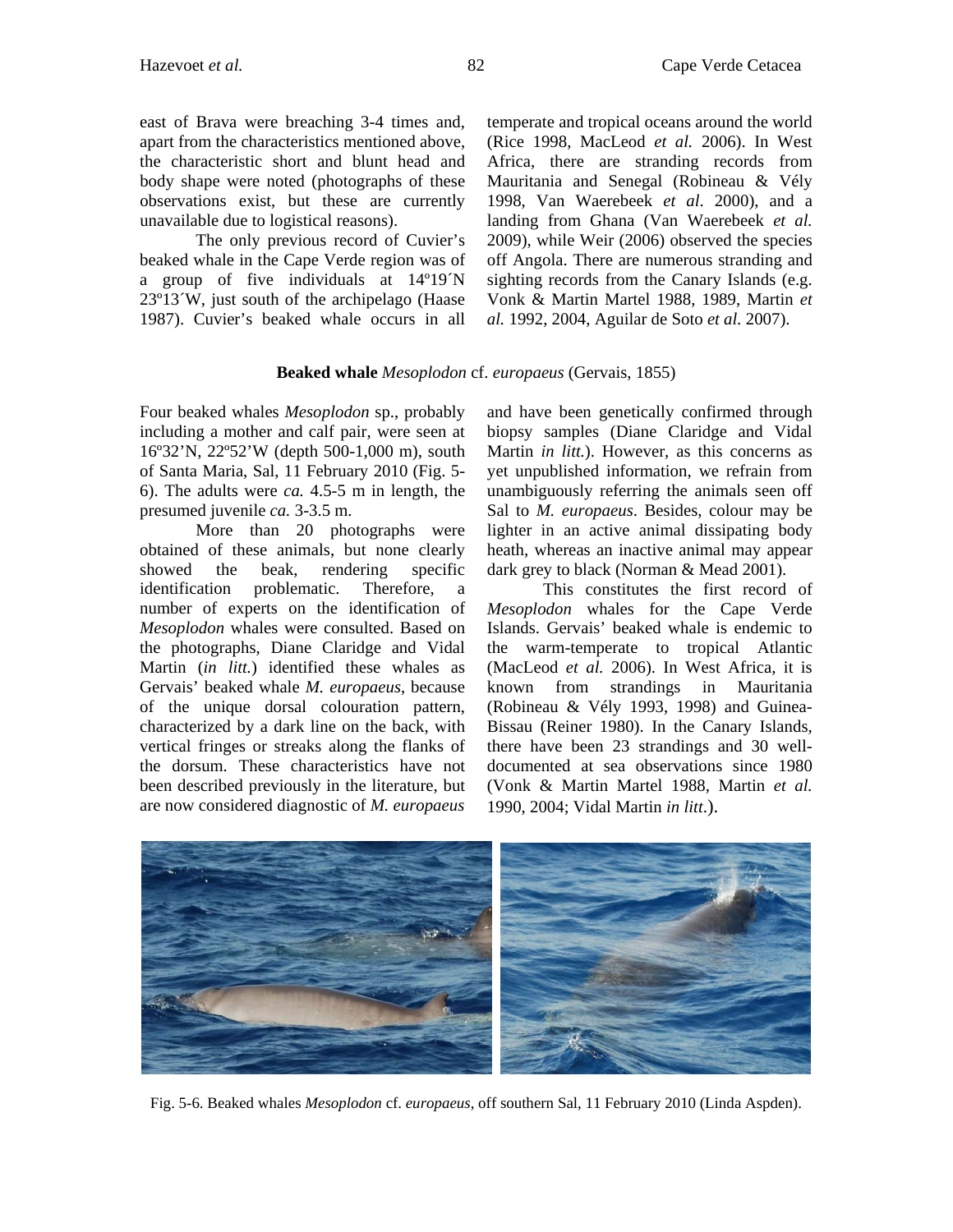east of Brava were breaching 3-4 times and, apart from the characteristics mentioned above, the characteristic short and blunt head and body shape were noted (photographs of these observations exist, but these are currently unavailable due to logistical reasons).

The only previous record of Cuvier's beaked whale in the Cape Verde region was of a group of five individuals at 14º19´N 23º13´W, just south of the archipelago (Haase 1987). Cuvier's beaked whale occurs in all temperate and tropical oceans around the world (Rice 1998, MacLeod *et al.* 2006). In West Africa, there are stranding records from Mauritania and Senegal (Robineau & Vély 1998, Van Waerebeek *et al*. 2000), and a landing from Ghana (Van Waerebeek *et al.* 2009), while Weir (2006) observed the species off Angola. There are numerous stranding and sighting records from the Canary Islands (e.g. Vonk & Martin Martel 1988, 1989, Martin *et al.* 1992, 2004, Aguilar de Soto *et al.* 2007).

**Beaked whale** *Mesoplodon* cf. *europaeus* (Gervais, 1855)

Four beaked whales *Mesoplodon* sp., probably including a mother and calf pair, were seen at 16º32'N, 22º52'W (depth 500-1,000 m), south of Santa Maria, Sal, 11 February 2010 (Fig. 5-6). The adults were *ca.* 4.5-5 m in length, the presumed juvenile *ca.* 3-3.5 m.

More than 20 photographs were obtained of these animals, but none clearly showed the beak, rendering specific identification problematic. Therefore, a number of experts on the identification of *Mesoplodon* whales were consulted. Based on the photographs, Diane Claridge and Vidal Martin (*in litt.*) identified these whales as Gervais' beaked whale *M. europaeus*, because of the unique dorsal colouration pattern, characterized by a dark line on the back, with vertical fringes or streaks along the flanks of the dorsum. These characteristics have not been described previously in the literature, but are now considered diagnostic of *M. europaeus* and have been genetically confirmed through biopsy samples (Diane Claridge and Vidal Martin *in litt.*). However, as this concerns as yet unpublished information, we refrain from unambiguously referring the animals seen off Sal to *M. europaeus*. Besides, colour may be lighter in an active animal dissipating body heath, whereas an inactive animal may appear dark grey to black (Norman & Mead 2001).

This constitutes the first record of *Mesoplodon* whales for the Cape Verde Islands. Gervais' beaked whale is endemic to the warm-temperate to tropical Atlantic (MacLeod *et al.* 2006). In West Africa, it is known from strandings in Mauritania (Robineau & Vély 1993, 1998) and Guinea-Bissau (Reiner 1980). In the Canary Islands, there have been 23 strandings and 30 well-documented at sea observations since 1980 (Vonk & Martin Martel 1988, Martin *et al.* 1990, 2004; Vidal Martin *in litt*.).

Fig. 5-6. Beaked whales *Mesoplodon* cf. *europaeus*, off southern Sal, 11 February 2010 (Linda Aspden).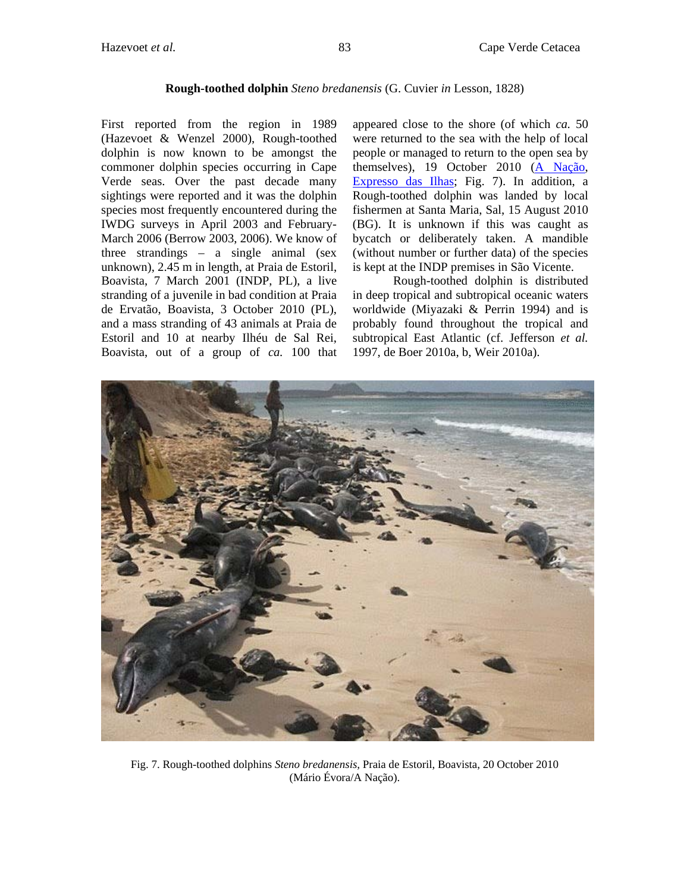**Rough-toothed dolphin** *Steno bredanensis* (G. Cuvier *in* Lesson, 1828)

First reported from the region in 1989 (Hazevoet & Wenzel 2000), Rough-toothed dolphin is now known to be amongst the commoner dolphin species occurring in Cape Verde seas. Over the past decade many sightings were reported and it was the dolphin species most frequently encountered during the IWDG surveys in April 2003 and February-March 2006 (Berrow 2003, 2006). We know of three strandings – a single animal (sex unknown), 2.45 m in length, at Praia de Estoril, Boavista, 7 March 2001 (INDP, PL), a live stranding of a juvenile in bad condition at Praia de Ervatão, Boavista, 3 October 2010 (PL), and a mass stranding of 43 animals at Praia de Estoril and 10 at nearby Ilhéu de Sal Rei, Boavista, out of a group of *ca.* 100 that appeared close to the shore (of which *ca.* 50 were returned to the sea with the help of local people or managed to return to the open sea by themselves), 19 October 2010 (A Nação, Expresso das Ilhas; Fig. 7). In addition, a Rough-toothed dolphin was landed by local fishermen at Santa Maria, Sal, 15 August 2010 (BG). It is unknown if this was caught as bycatch or deliberately taken. A mandible (without number or further data) of the species is kept at the INDP premises in São Vicente.

Rough-toothed dolphin is distributed in deep tropical and subtropical oceanic waters worldwide (Miyazaki & Perrin 1994) and is probably found throughout the tropical and subtropical East Atlantic (cf. Jefferson *et al.* 1997, de Boer 2010a, b, Weir 2010a).

Fig. 7. Rough-toothed dolphins *Steno bredanensis*, Praia de Estoril, Boavista, 20 October 2010 (Mário Évora/A Nação).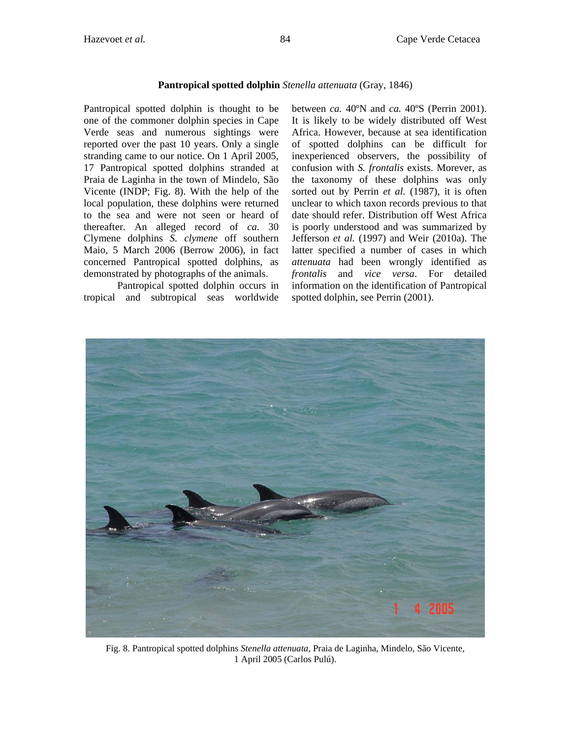### **Pantropical spotted dolphin** *Stenella attenuata* (Gray, 1846)

Pantropical spotted dolphin is thought to be one of the commoner dolphin species in Cape Verde seas and numerous sightings were reported over the past 10 years. Only a single stranding came to our notice. On 1 April 2005, 17 Pantropical spotted dolphins stranded at Praia de Laginha in the town of Mindelo, São Vicente (INDP; Fig. 8). With the help of the local population, these dolphins were returned to the sea and were not seen or heard of thereafter. An alleged record of *ca.* 30 Clymene dolphins *S. clymene* off southern Maio, 5 March 2006 (Berrow 2006), in fact concerned Pantropical spotted dolphins, as demonstrated by photographs of the animals.

Pantropical spotted dolphin occurs in tropical and subtropical seas worldwide between *ca.* 40ºN and *ca.* 40ºS (Perrin 2001). It is likely to be widely distributed off West Africa. However, because at sea identification of spotted dolphins can be difficult for inexperienced observers, the possibility of confusion with *S. frontalis* exists. Morever, as the taxonomy of these dolphins was only sorted out by Perrin *et al.* (1987), it is often unclear to which taxon records previous to that date should refer. Distribution off West Africa is poorly understood and was summarized by Jefferson *et al.* (1997) and Weir (2010a). The latter specified a number of cases in which *attenuata* had been wrongly identified as *frontalis* and *vice versa*. For detailed information on the identification of Pantropical spotted dolphin, see Perrin (2001).

Fig. 8. Pantropical spotted dolphins *Stenella attenuata*, Praia de Laginha, Mindelo, São Vicente, 1 April 2005 (Carlos Pulú).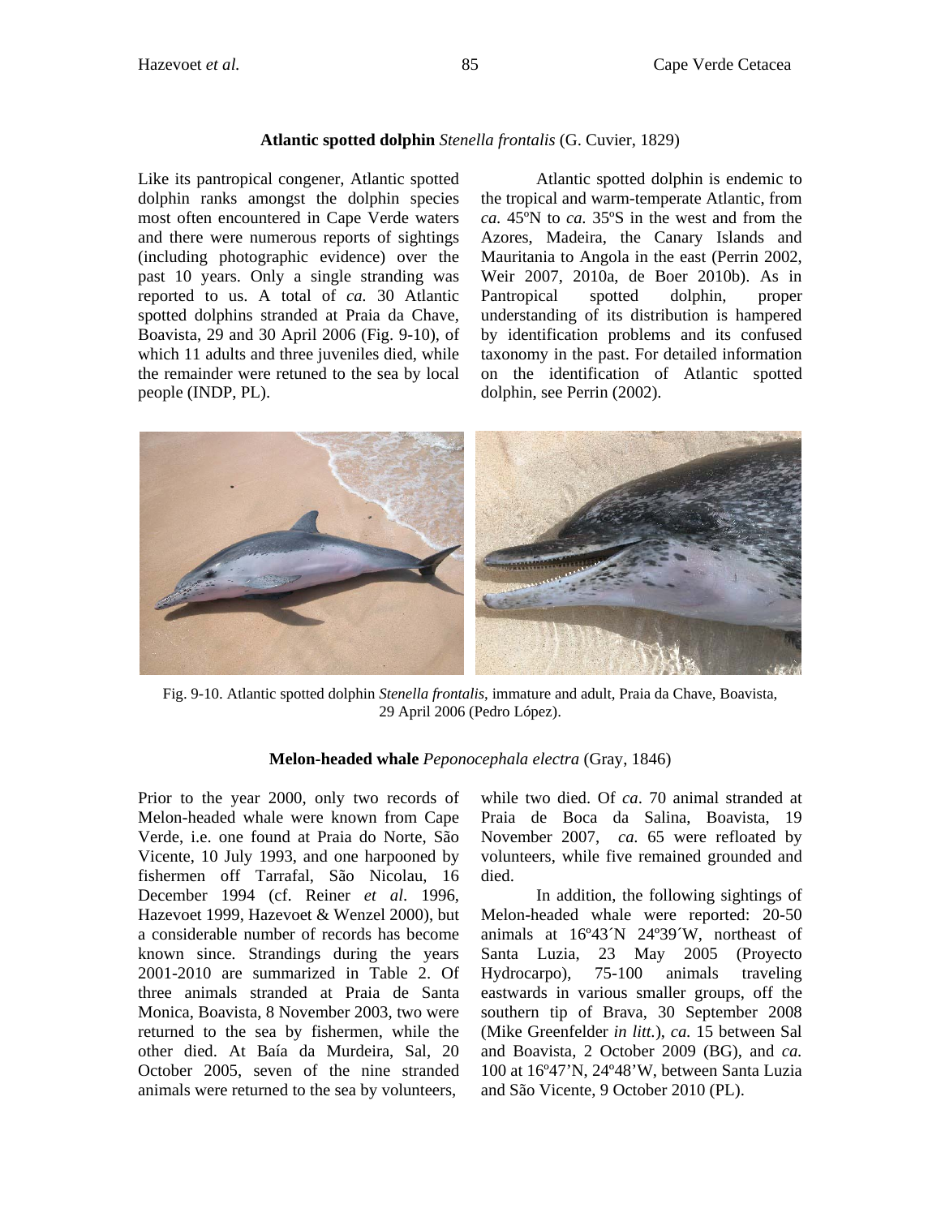### Atlantic spotted dolphin *Stenella frontalis* (G. Cuvier, 1829)

Like its pantropical congener, Atlantic spotted dolphin ranks amongst the dolphin species most often encountered in Cape Verde waters and there were numerous reports of sightings (including photographic evidence) over the past 10 years. Only a single stranding was reported to us. A total of *ca.* 30 Atlantic spotted dolphins stranded at Praia da Chave, Boavista, 29 and 30 April 2006 (Fig. 9-10), of which 11 adults and three juveniles died, while the remainder were retuned to the sea by local people (INDP, PL).

Atlantic spotted dolphin is endemic to the tropical and warm-temperate Atlantic, from *ca.* 45ºN to *ca.* 35ºS in the west and from the Azores, Madeira, the Canary Islands and Mauritania to Angola in the east (Perrin 2002, Weir 2007, 2010a, de Boer 2010b). As in Pantropical spotted dolphin, proper understanding of its distribution is hampered by identification problems and its confused taxonomy in the past. For detailed information on the identification of Atlantic spotted dolphin, see Perrin (2002).

Fig. 9-10. Atlantic spotted dolphin *Stenella frontalis*, immature and adult, Praia da Chave, Boavista, 29 April 2006 (Pedro López).

### Melon-headed whale *Peponocephala electra* (Gray, 1846)

Prior to the year 2000, only two records of Melon-headed whale were known from Cape Verde, i.e. one found at Praia do Norte, São Vicente, 10 July 1993, and one harpooned by fishermen off Tarrafal, São Nicolau, 16 December 1994 (cf. Reiner *et al*. 1996, Hazevoet 1999, Hazevoet & Wenzel 2000), but a considerable number of records has become known since. Strandings during the years 2001-2010 are summarized in Table 2. Of three animals stranded at Praia de Santa Monica, Boavista, 8 November 2003, two were returned to the sea by fishermen, while the other died. At Baía da Murdeira, Sal, 20 October 2005, seven of the nine stranded animals were returned to the sea by volunteers, while two died. Of *ca*. 70 animal stranded at Praia de Boca da Salina, Boavista, 19 November 2007, *ca.* 65 were refloated by volunteers, while five remained grounded and died.

In addition, the following sightings of Melon-headed whale were reported: 20-50 animals at 16º43´N 24º39´W, northeast of Santa Luzia, 23 May 2005 (Proyecto Hydrocarpo), 75-100 animals traveling eastwards in various smaller groups, off the southern tip of Brava, 30 September 2008 (Mike Greenfelder *in litt.*), *ca.* 15 between Sal and Boavista, 2 October 2009 (BG), and *ca.* 100 at 16º47'N, 24º48'W, between Santa Luzia and São Vicente, 9 October 2010 (PL).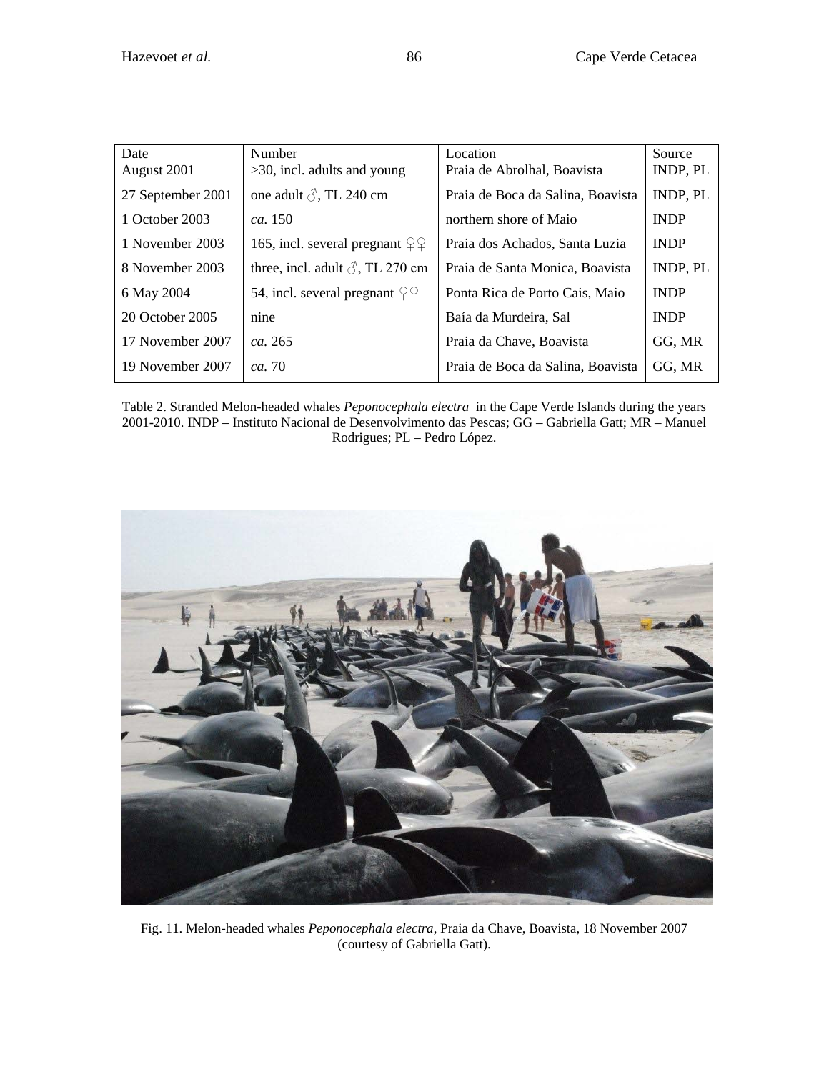| Date | Number | Location | Source |
|---|---|---|---|
| August 2001 | >30, incl. adults and young | Praia de Abrolhal, Boavista | INDP, PL |
| 27 September 2001 | one adult ♂, TL 240 cm | Praia de Boca da Salina, Boavista | INDP, PL |
| 1 October 2003 | *ca.* 150 | northern shore of Maio | INDP |
| 1 November 2003 | 165, incl. several pregnant ♀♀ | Praia dos Achados, Santa Luzia | INDP |
| 8 November 2003 | three, incl. adult ♂, TL 270 cm | Praia de Santa Monica, Boavista | INDP, PL |
| 6 May 2004 | 54, incl. several pregnant ♀♀ | Ponta Rica de Porto Cais, Maio | INDP |
| 20 October 2005 | nine | Baía da Murdeira, Sal | INDP |
| 17 November 2007 | *ca.* 265 | Praia da Chave, Boavista | GG, MR |
| 19 November 2007 | *ca.* 70 | Praia de Boca da Salina, Boavista | GG, MR |

Table 2. Stranded Melon-headed whales *Peponocephala electra* in the Cape Verde Islands during the years 2001-2010. INDP – Instituto Nacional de Desenvolvimento das Pescas; GG – Gabriella Gatt; MR – Manuel Rodrigues; PL – Pedro López.

Fig. 11. Melon-headed whales *Peponocephala electra*, Praia da Chave, Boavista, 18 November 2007 (courtesy of Gabriella Gatt).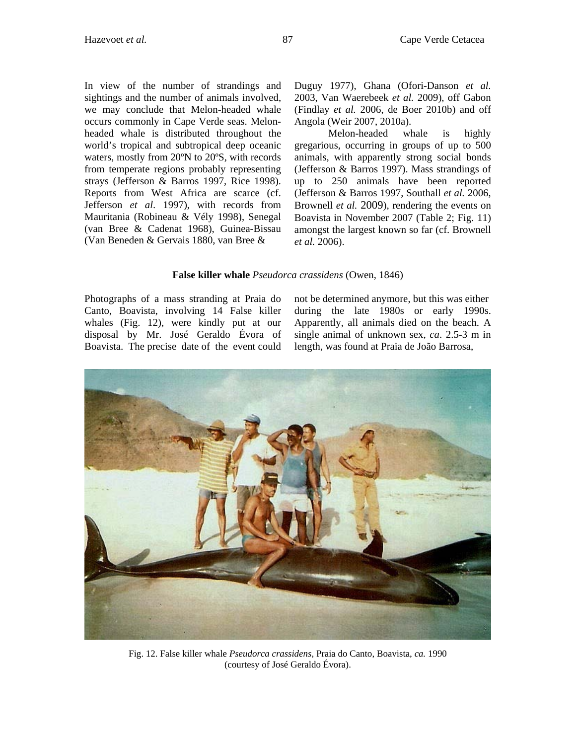In view of the number of strandings and sightings and the number of animals involved, we may conclude that Melon-headed whale occurs commonly in Cape Verde seas. Melon-headed whale is distributed throughout the world's tropical and subtropical deep oceanic waters, mostly from 20ºN to 20ºS, with records from temperate regions probably representing strays (Jefferson & Barros 1997, Rice 1998). Reports from West Africa are scarce (cf. Jefferson *et al*. 1997), with records from Mauritania (Robineau & Vély 1998), Senegal (van Bree & Cadenat 1968), Guinea-Bissau (Van Beneden & Gervais 1880, van Bree & Duguy 1977), Ghana (Ofori-Danson *et al.* 2003, Van Waerebeek *et al.* 2009), off Gabon (Findlay *et al.* 2006, de Boer 2010b) and off Angola (Weir 2007, 2010a).

Melon-headed whale is highly gregarious, occurring in groups of up to 500 animals, with apparently strong social bonds (Jefferson & Barros 1997). Mass strandings of up to 250 animals have been reported (Jefferson & Barros 1997, Southall *et al.* 2006, Brownell *et al.* 2009), rendering the events on Boavista in November 2007 (Table 2; Fig. 11) amongst the largest known so far (cf. Brownell *et al.* 2006).

### **False killer whale** *Pseudorca crassidens* (Owen, 1846)

Photographs of a mass stranding at Praia do Canto, Boavista, involving 14 False killer whales (Fig. 12), were kindly put at our disposal by Mr. José Geraldo Évora of Boavista. The precise date of the event could not be determined anymore, but this was either during the late 1980s or early 1990s. Apparently, all animals died on the beach. A single animal of unknown sex, *ca*. 2.5-3 m in length, was found at Praia de João Barrosa,

Fig. 12. False killer whale *Pseudorca crassidens*, Praia do Canto, Boavista, *ca.* 1990 (courtesy of José Geraldo Évora).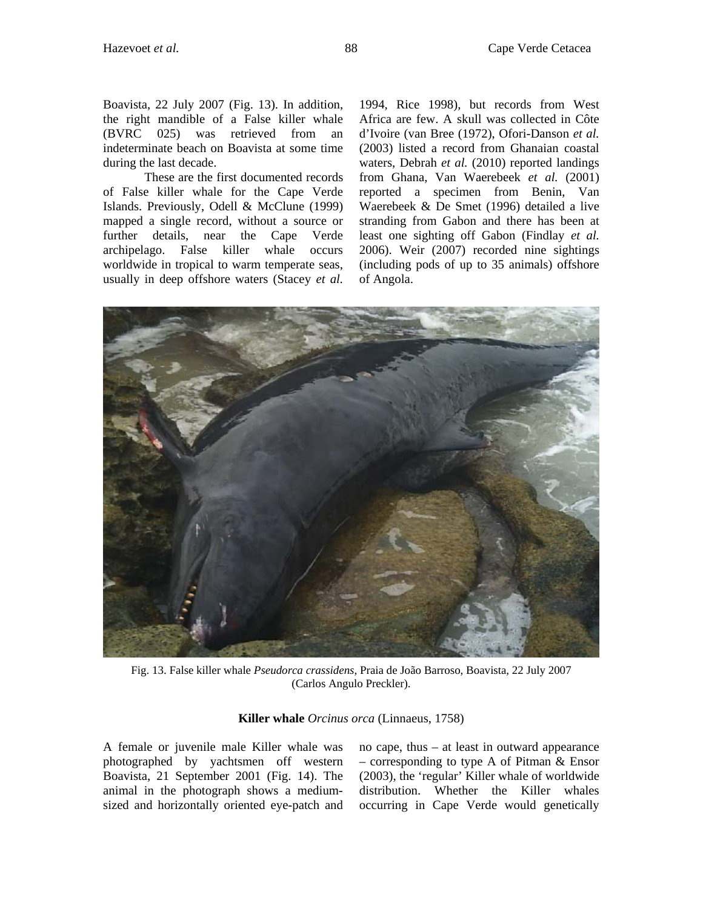Boavista, 22 July 2007 (Fig. 13). In addition, the right mandible of a False killer whale (BVRC 025) was retrieved from an indeterminate beach on Boavista at some time during the last decade.

These are the first documented records of False killer whale for the Cape Verde Islands. Previously, Odell & McClune (1999) mapped a single record, without a source or further details, near the Cape Verde archipelago. False killer whale occurs worldwide in tropical to warm temperate seas, usually in deep offshore waters (Stacey *et al.* 1994, Rice 1998), but records from West Africa are few. A skull was collected in Côte d'Ivoire (van Bree (1972), Ofori-Danson *et al.* (2003) listed a record from Ghanaian coastal waters, Debrah *et al.* (2010) reported landings from Ghana, Van Waerebeek *et al.* (2001) reported a specimen from Benin, Van Waerebeek & De Smet (1996) detailed a live stranding from Gabon and there has been at least one sighting off Gabon (Findlay *et al.* 2006). Weir (2007) recorded nine sightings (including pods of up to 35 animals) offshore of Angola.

Fig. 13. False killer whale *Pseudorca crassidens*, Praia de João Barroso, Boavista, 22 July 2007 (Carlos Angulo Preckler).

**Killer whale** *Orcinus orca* (Linnaeus, 1758)

A female or juvenile male Killer whale was photographed by yachtsmen off western Boavista, 21 September 2001 (Fig. 14). The animal in the photograph shows a medium-sized and horizontally oriented eye-patch and no cape, thus – at least in outward appearance – corresponding to type A of Pitman & Ensor (2003), the 'regular' Killer whale of worldwide distribution. Whether the Killer whales occurring in Cape Verde would genetically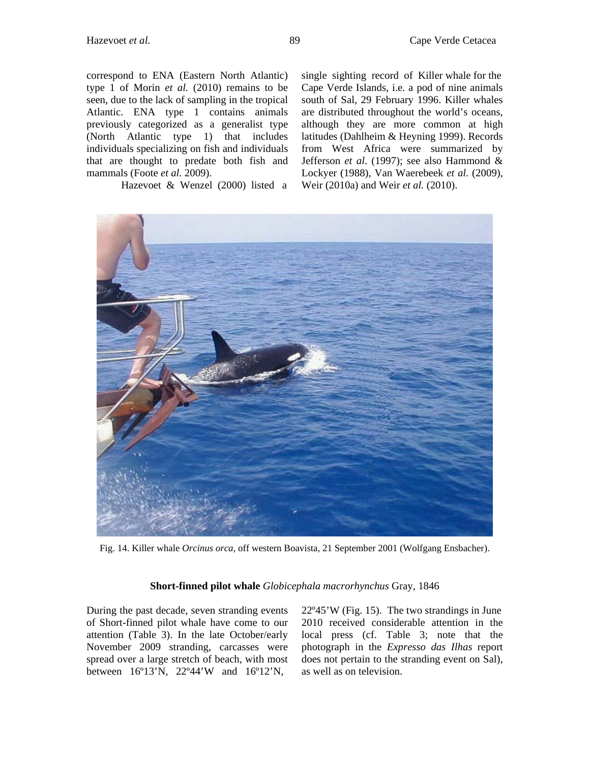correspond to ENA (Eastern North Atlantic) type 1 of Morin *et al.* (2010) remains to be seen, due to the lack of sampling in the tropical Atlantic. ENA type 1 contains animals previously categorized as a generalist type (North Atlantic type 1) that includes individuals specializing on fish and individuals that are thought to predate both fish and mammals (Foote *et al.* 2009).

Hazevoet & Wenzel (2000) listed a single sighting record of Killer whale for the Cape Verde Islands, i.e. a pod of nine animals south of Sal, 29 February 1996. Killer whales are distributed throughout the world's oceans, although they are more common at high latitudes (Dahlheim & Heyning 1999). Records from West Africa were summarized by Jefferson *et al*. (1997); see also Hammond & Lockyer (1988), Van Waerebeek *et al.* (2009), Weir (2010a) and Weir *et al.* (2010).

Fig. 14. Killer whale *Orcinus orca*, off western Boavista, 21 September 2001 (Wolfgang Ensbacher).

### **Short-finned pilot whale** *Globicephala macrorhynchus* Gray, 1846

During the past decade, seven stranding events of Short-finned pilot whale have come to our attention (Table 3). In the late October/early November 2009 stranding, carcasses were spread over a large stretch of beach, with most between 16º13'N, 22º44'W and 16º12'N, 22º45'W (Fig. 15). The two strandings in June 2010 received considerable attention in the local press (cf. Table 3; note that the photograph in the *Expresso das Ilhas* report does not pertain to the stranding event on Sal), as well as on television.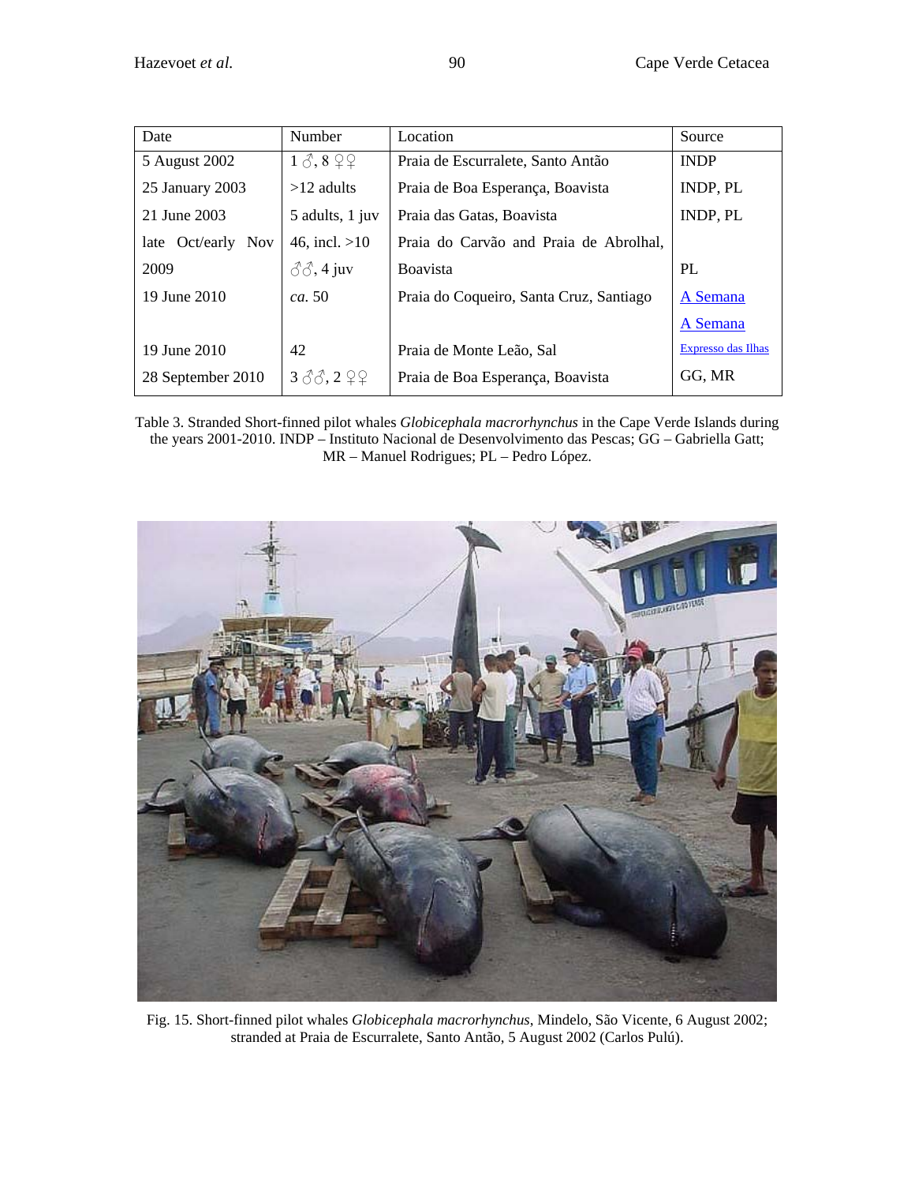| Date | Number | Location | Source |
|---|---|---|---|
| 5 August 2002 | 1 ♂, 8 ♀♀ | Praia de Escurralete, Santo Antão | INDP |
| 25 January 2003 | >12 adults | Praia de Boa Esperança, Boavista | INDP, PL |
| 21 June 2003 | 5 adults, 1 juv | Praia das Gatas, Boavista | INDP, PL |
| late Oct/early Nov 2009 | 46, incl. >10 ♂♂, 4 juv | Praia do Carvão and Praia de Abrolhal, Boavista | PL |
| 19 June 2010 | *ca.* 50 | Praia do Coqueiro, Santa Cruz, Santiago | A Semana |
| 19 June 2010 | 42 | Praia de Monte Leão, Sal | A Semana Expresso das Ilhas |
| 28 September 2010 | 3 ♂♂, 2 ♀♀ | Praia de Boa Esperança, Boavista | GG, MR |

Table 3. Stranded Short-finned pilot whales *Globicephala macrorhynchus* in the Cape Verde Islands during the years 2001-2010. INDP – Instituto Nacional de Desenvolvimento das Pescas; GG – Gabriella Gatt; MR – Manuel Rodrigues; PL – Pedro López.

Fig. 15. Short-finned pilot whales *Globicephala macrorhynchus*, Mindelo, São Vicente, 6 August 2002; stranded at Praia de Escurralete, Santo Antão, 5 August 2002 (Carlos Pulú).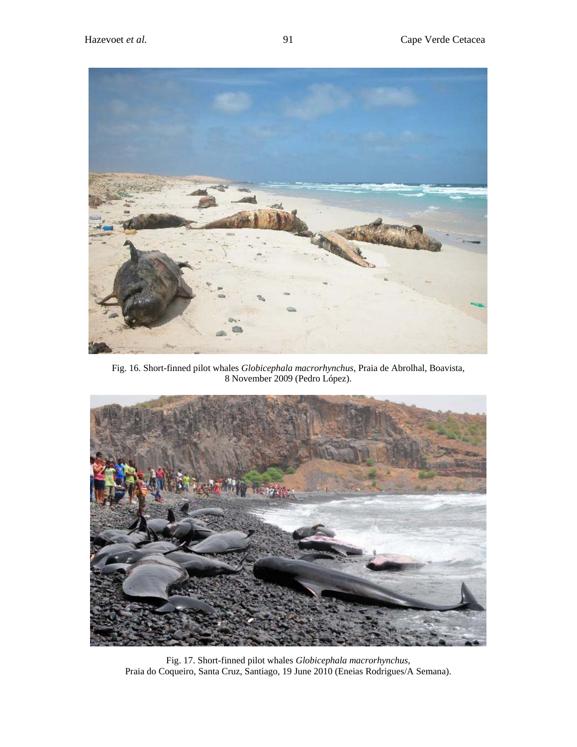Fig. 16. Short-finned pilot whales *Globicephala macrorhynchus*, Praia de Abrolhal, Boavista, 8 November 2009 (Pedro López).

Fig. 17. Short-finned pilot whales *Globicephala macrorhynchus*, Praia do Coqueiro, Santa Cruz, Santiago, 19 June 2010 (Eneias Rodrigues/A Semana).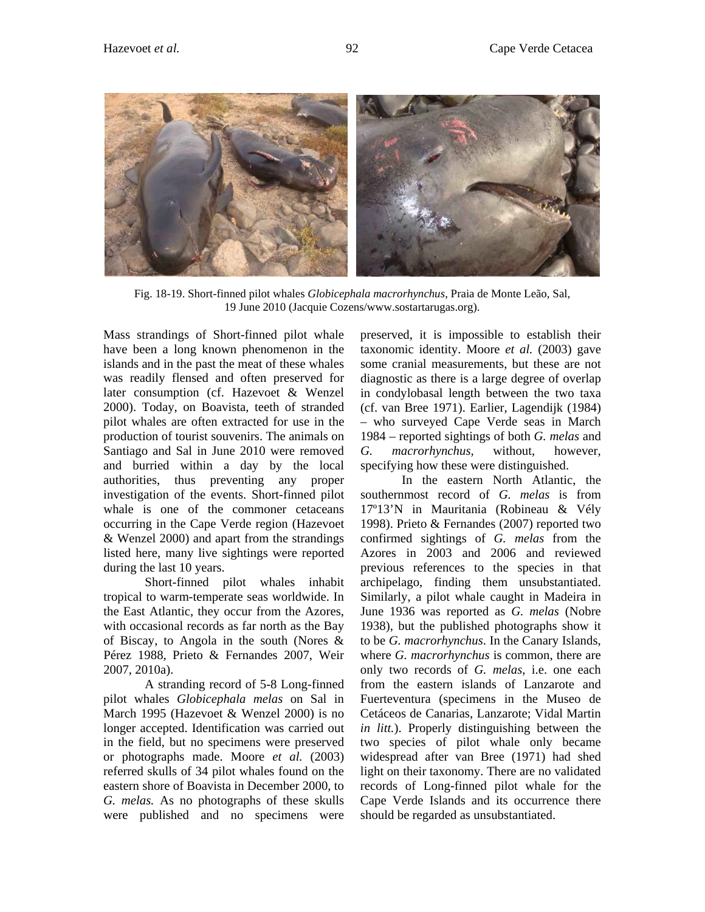Fig. 18-19. Short-finned pilot whales *Globicephala macrorhynchus*, Praia de Monte Leão, Sal, 19 June 2010 (Jacquie Cozens/www.sostartarugas.org).

Mass strandings of Short-finned pilot whale have been a long known phenomenon in the islands and in the past the meat of these whales was readily flensed and often preserved for later consumption (cf. Hazevoet & Wenzel 2000). Today, on Boavista, teeth of stranded pilot whales are often extracted for use in the production of tourist souvenirs. The animals on Santiago and Sal in June 2010 were removed and burried within a day by the local authorities, thus preventing any proper investigation of the events. Short-finned pilot whale is one of the commoner cetaceans occurring in the Cape Verde region (Hazevoet & Wenzel 2000) and apart from the strandings listed here, many live sightings were reported during the last 10 years.

Short-finned pilot whales inhabit tropical to warm-temperate seas worldwide. In the East Atlantic, they occur from the Azores, with occasional records as far north as the Bay of Biscay, to Angola in the south (Nores & Pérez 1988, Prieto & Fernandes 2007, Weir 2007, 2010a).

A stranding record of 5-8 Long-finned pilot whales *Globicephala melas* on Sal in March 1995 (Hazevoet & Wenzel 2000) is no longer accepted. Identification was carried out in the field, but no specimens were preserved or photographs made. Moore *et al.* (2003) referred skulls of 34 pilot whales found on the eastern shore of Boavista in December 2000, to *G. melas.* As no photographs of these skulls were published and no specimens were preserved, it is impossible to establish their taxonomic identity. Moore *et al.* (2003) gave some cranial measurements, but these are not diagnostic as there is a large degree of overlap in condylobasal length between the two taxa (cf. van Bree 1971). Earlier, Lagendijk (1984) – who surveyed Cape Verde seas in March 1984 – reported sightings of both *G. melas* and *G. macrorhynchus*, without, however, specifying how these were distinguished.

In the eastern North Atlantic, the southernmost record of *G. melas* is from 17º13'N in Mauritania (Robineau & Vély 1998). Prieto & Fernandes (2007) reported two confirmed sightings of *G. melas* from the Azores in 2003 and 2006 and reviewed previous references to the species in that archipelago, finding them unsubstantiated. Similarly, a pilot whale caught in Madeira in June 1936 was reported as *G. melas* (Nobre 1938), but the published photographs show it to be *G. macrorhynchus*. In the Canary Islands, where *G. macrorhynchus* is common, there are only two records of *G. melas*, i.e. one each from the eastern islands of Lanzarote and Fuerteventura (specimens in the Museo de Cetáceos de Canarias, Lanzarote; Vidal Martin *in litt.*). Properly distinguishing between the two species of pilot whale only became widespread after van Bree (1971) had shed light on their taxonomy. There are no validated records of Long-finned pilot whale for the Cape Verde Islands and its occurrence there should be regarded as unsubstantiated.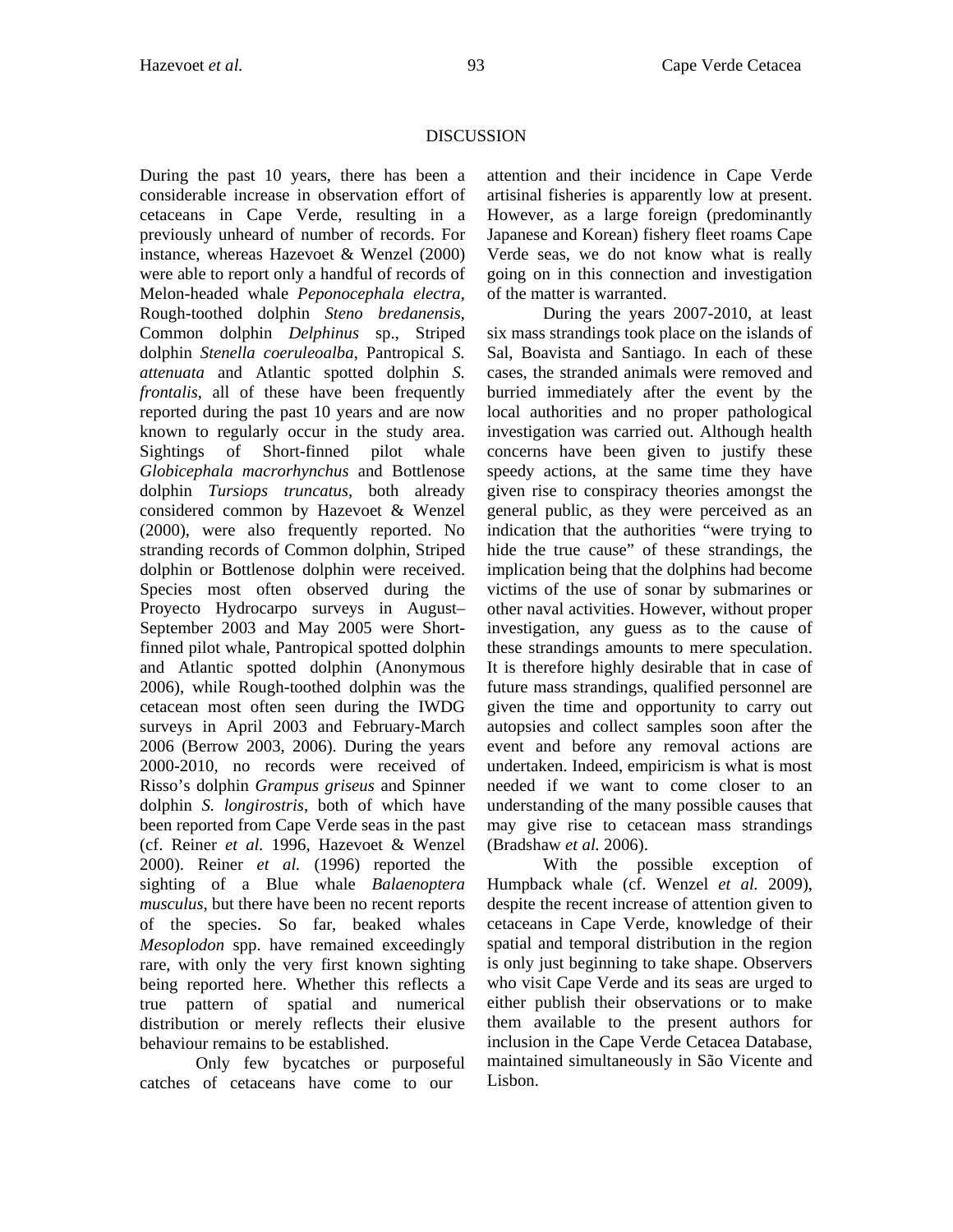## DISCUSSION

During the past 10 years, there has been a considerable increase in observation effort of cetaceans in Cape Verde, resulting in a previously unheard of number of records. For instance, whereas Hazevoet & Wenzel (2000) were able to report only a handful of records of Melon-headed whale *Peponocephala electra*, Rough-toothed dolphin *Steno bredanensis*, Common dolphin *Delphinus* sp., Striped dolphin *Stenella coeruleoalba*, Pantropical *S. attenuata* and Atlantic spotted dolphin *S. frontalis*, all of these have been frequently reported during the past 10 years and are now known to regularly occur in the study area. Sightings of Short-finned pilot whale *Globicephala macrorhynchus* and Bottlenose dolphin *Tursiops truncatus*, both already considered common by Hazevoet & Wenzel (2000), were also frequently reported. No stranding records of Common dolphin, Striped dolphin or Bottlenose dolphin were received. Species most often observed during the Proyecto Hydrocarpo surveys in August–September 2003 and May 2005 were Short-finned pilot whale, Pantropical spotted dolphin and Atlantic spotted dolphin (Anonymous 2006), while Rough-toothed dolphin was the cetacean most often seen during the IWDG surveys in April 2003 and February-March 2006 (Berrow 2003, 2006). During the years 2000-2010, no records were received of Risso's dolphin *Grampus griseus* and Spinner dolphin *S. longirostris*, both of which have been reported from Cape Verde seas in the past (cf. Reiner *et al.* 1996, Hazevoet & Wenzel 2000). Reiner *et al.* (1996) reported the sighting of a Blue whale *Balaenoptera musculus*, but there have been no recent reports of the species. So far, beaked whales *Mesoplodon* spp. have remained exceedingly rare, with only the very first known sighting being reported here. Whether this reflects a true pattern of spatial and numerical distribution or merely reflects their elusive behaviour remains to be established.

Only few bycatches or purposeful catches of cetaceans have come to our attention and their incidence in Cape Verde artisinal fisheries is apparently low at present. However, as a large foreign (predominantly Japanese and Korean) fishery fleet roams Cape Verde seas, we do not know what is really going on in this connection and investigation of the matter is warranted.

During the years 2007-2010, at least six mass strandings took place on the islands of Sal, Boavista and Santiago. In each of these cases, the stranded animals were removed and burried immediately after the event by the local authorities and no proper pathological investigation was carried out. Although health concerns have been given to justify these speedy actions, at the same time they have given rise to conspiracy theories amongst the general public, as they were perceived as an indication that the authorities "were trying to hide the true cause" of these strandings, the implication being that the dolphins had become victims of the use of sonar by submarines or other naval activities. However, without proper investigation, any guess as to the cause of these strandings amounts to mere speculation. It is therefore highly desirable that in case of future mass strandings, qualified personnel are given the time and opportunity to carry out autopsies and collect samples soon after the event and before any removal actions are undertaken. Indeed, empiricism is what is most needed if we want to come closer to an understanding of the many possible causes that may give rise to cetacean mass strandings (Bradshaw *et al.* 2006).

With the possible exception of Humpback whale (cf. Wenzel *et al.* 2009), despite the recent increase of attention given to cetaceans in Cape Verde, knowledge of their spatial and temporal distribution in the region is only just beginning to take shape. Observers who visit Cape Verde and its seas are urged to either publish their observations or to make them available to the present authors for inclusion in the Cape Verde Cetacea Database, maintained simultaneously in São Vicente and Lisbon.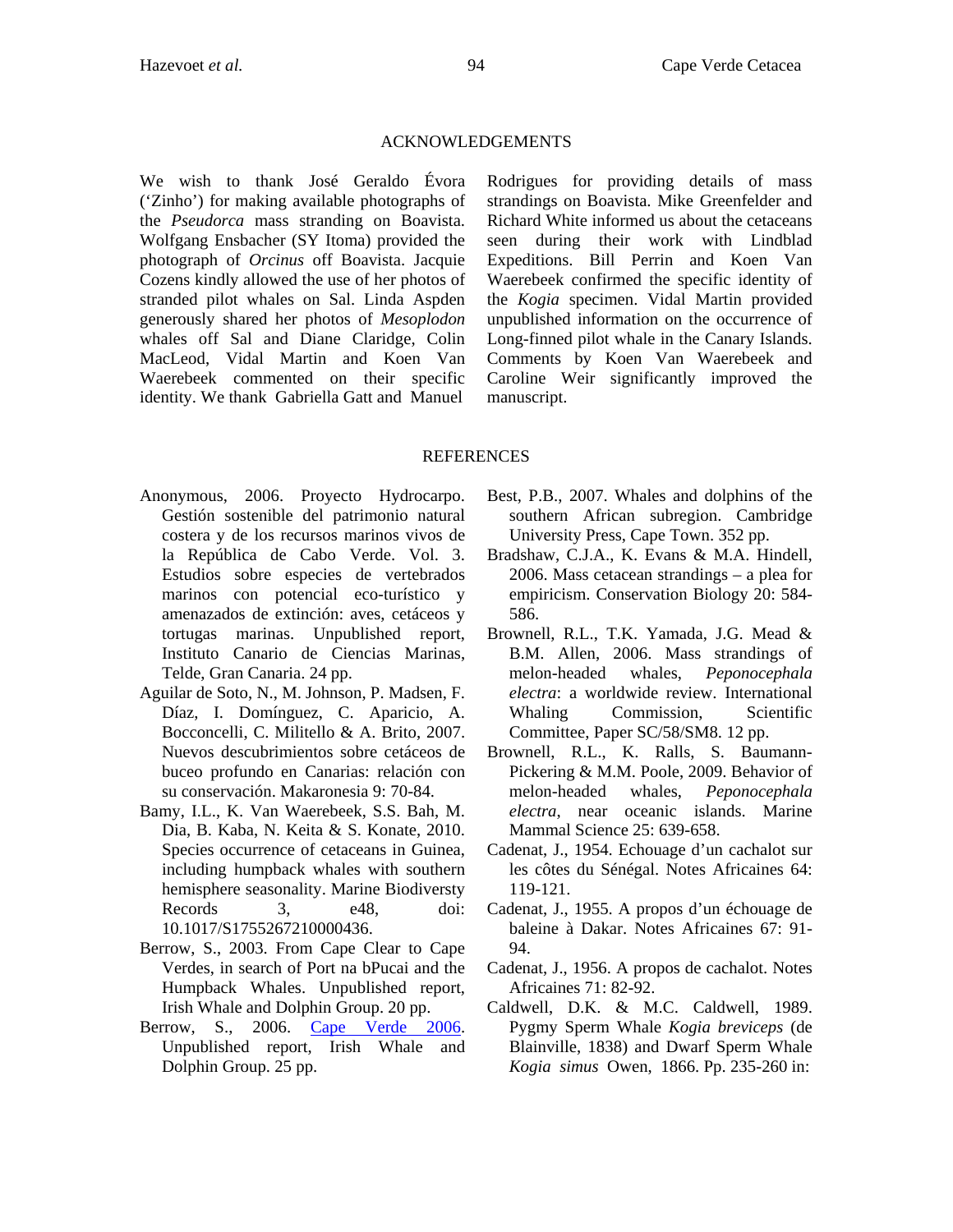## ACKNOWLEDGEMENTS

We wish to thank José Geraldo Évora ('Zinho') for making available photographs of the *Pseudorca* mass stranding on Boavista. Wolfgang Ensbacher (SY Itoma) provided the photograph of *Orcinus* off Boavista. Jacquie Cozens kindly allowed the use of her photos of stranded pilot whales on Sal. Linda Aspden generously shared her photos of *Mesoplodon* whales off Sal and Diane Claridge, Colin MacLeod, Vidal Martin and Koen Van Waerebeek commented on their specific identity. We thank Gabriella Gatt and Manuel Rodrigues for providing details of mass strandings on Boavista. Mike Greenfelder and Richard White informed us about the cetaceans seen during their work with Lindblad Expeditions. Bill Perrin and Koen Van Waerebeek confirmed the specific identity of the *Kogia* specimen. Vidal Martin provided unpublished information on the occurrence of Long-finned pilot whale in the Canary Islands. Comments by Koen Van Waerebeek and Caroline Weir significantly improved the manuscript.

## REFERENCES

Anonymous, 2006. Proyecto Hydrocarpo. Gestión sostenible del patrimonio natural costera y de los recursos marinos vivos de la República de Cabo Verde. Vol. 3. Estudios sobre especies de vertebrados marinos con potencial eco-turístico y amenazados de extinción: aves, cetáceos y tortugas marinas. Unpublished report, Instituto Canario de Ciencias Marinas, Telde, Gran Canaria. 24 pp.

Aguilar de Soto, N., M. Johnson, P. Madsen, F. Díaz, I. Domínguez, C. Aparicio, A. Bocconcelli, C. Militello & A. Brito, 2007. Nuevos descubrimientos sobre cetáceos de buceo profundo en Canarias: relación con su conservación. Makaronesia 9: 70-84.

Bamy, I.L., K. Van Waerebeek, S.S. Bah, M. Dia, B. Kaba, N. Keita & S. Konate, 2010. Species occurrence of cetaceans in Guinea, including humpback whales with southern hemisphere seasonality. Marine Biodiversty Records 3, e48, doi: 10.1017/S1755267210000436.

Berrow, S., 2003. From Cape Clear to Cape Verdes, in search of Port na bPucai and the Humpback Whales. Unpublished report, Irish Whale and Dolphin Group. 20 pp.

Berrow, S., 2006. Cape Verde 2006. Unpublished report, Irish Whale and Dolphin Group. 25 pp.

Best, P.B., 2007. Whales and dolphins of the southern African subregion. Cambridge University Press, Cape Town. 352 pp.

Bradshaw, C.J.A., K. Evans & M.A. Hindell, 2006. Mass cetacean strandings – a plea for empiricism. Conservation Biology 20: 584-586.

Brownell, R.L., T.K. Yamada, J.G. Mead & B.M. Allen, 2006. Mass strandings of melon-headed whales, *Peponocephala electra*: a worldwide review. International Whaling Commission, Scientific Committee, Paper SC/58/SM8. 12 pp.

Brownell, R.L., K. Ralls, S. Baumann-Pickering & M.M. Poole, 2009. Behavior of melon-headed whales, *Peponocephala electra*, near oceanic islands. Marine Mammal Science 25: 639-658.

Cadenat, J., 1954. Echouage d'un cachalot sur les côtes du Sénégal. Notes Africaines 64: 119-121.

Cadenat, J., 1955. A propos d'un échouage de baleine à Dakar. Notes Africaines 67: 91-94.

Cadenat, J., 1956. A propos de cachalot. Notes Africaines 71: 82-92.

Caldwell, D.K. & M.C. Caldwell, 1989. Pygmy Sperm Whale *Kogia breviceps* (de Blainville, 1838) and Dwarf Sperm Whale *Kogia simus* Owen, 1866. Pp. 235-260 in: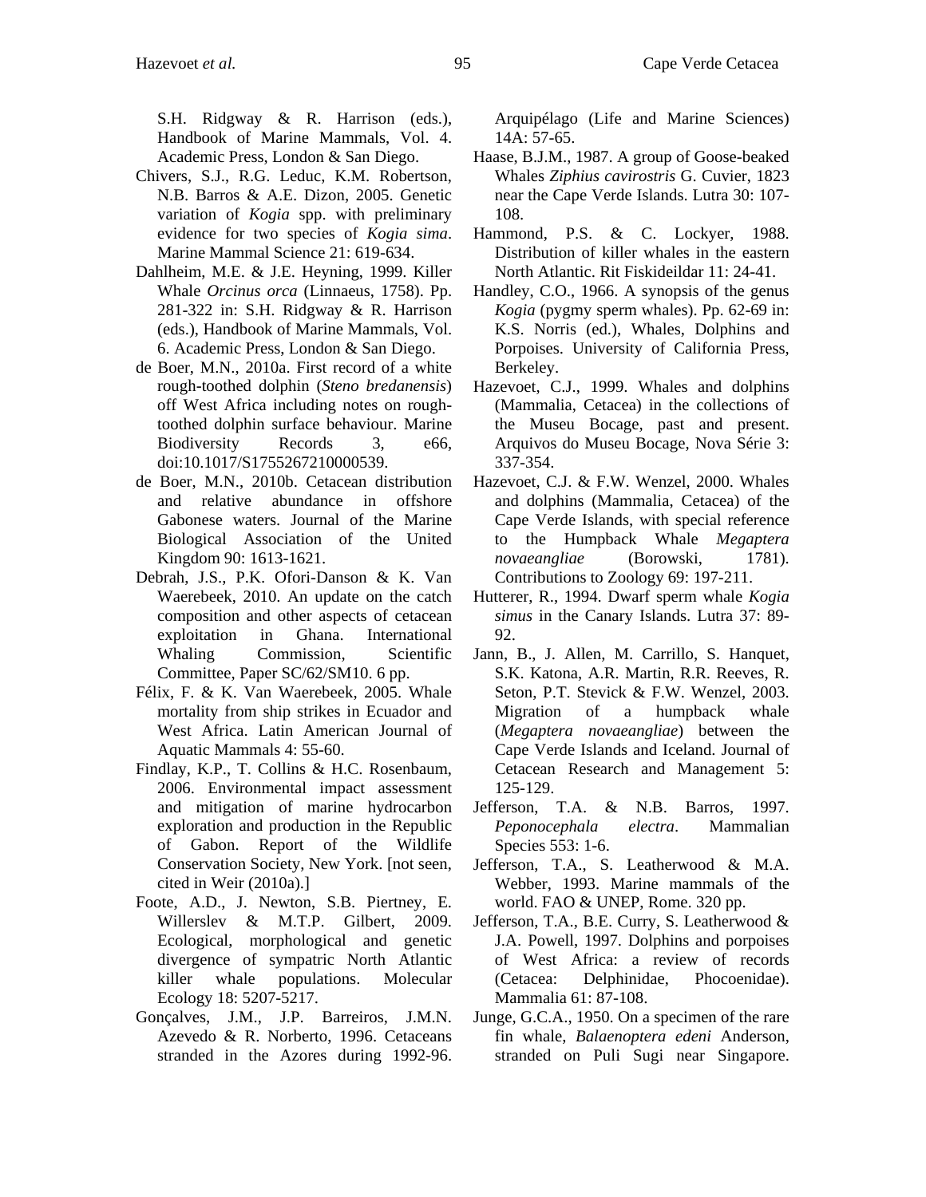S.H. Ridgway & R. Harrison (eds.), Handbook of Marine Mammals, Vol. 4. Academic Press, London & San Diego.

Chivers, S.J., R.G. Leduc, K.M. Robertson, N.B. Barros & A.E. Dizon, 2005. Genetic variation of *Kogia* spp. with preliminary evidence for two species of *Kogia sima*. Marine Mammal Science 21: 619-634.

Dahlheim, M.E. & J.E. Heyning, 1999. Killer Whale *Orcinus orca* (Linnaeus, 1758). Pp. 281-322 in: S.H. Ridgway & R. Harrison (eds.), Handbook of Marine Mammals, Vol. 6. Academic Press, London & San Diego.

de Boer, M.N., 2010a. First record of a white rough-toothed dolphin (*Steno bredanensis*) off West Africa including notes on rough-toothed dolphin surface behaviour. Marine Biodiversity Records 3, e66, doi:10.1017/S1755267210000539.

de Boer, M.N., 2010b. Cetacean distribution and relative abundance in offshore Gabonese waters. Journal of the Marine Biological Association of the United Kingdom 90: 1613-1621.

Debrah, J.S., P.K. Ofori-Danson & K. Van Waerebeek, 2010. An update on the catch composition and other aspects of cetacean exploitation in Ghana. International Whaling Commission, Scientific Committee, Paper SC/62/SM10. 6 pp.

Félix, F. & K. Van Waerebeek, 2005. Whale mortality from ship strikes in Ecuador and West Africa. Latin American Journal of Aquatic Mammals 4: 55-60.

Findlay, K.P., T. Collins & H.C. Rosenbaum, 2006. Environmental impact assessment and mitigation of marine hydrocarbon exploration and production in the Republic of Gabon. Report of the Wildlife Conservation Society, New York. [not seen, cited in Weir (2010a).]

Foote, A.D., J. Newton, S.B. Piertney, E. Willerslev & M.T.P. Gilbert, 2009. Ecological, morphological and genetic divergence of sympatric North Atlantic killer whale populations. Molecular Ecology 18: 5207-5217.

Gonçalves, J.M., J.P. Barreiros, J.M.N. Azevedo & R. Norberto, 1996. Cetaceans stranded in the Azores during 1992-96. Arquipélago (Life and Marine Sciences) 14A: 57-65.

Haase, B.J.M., 1987. A group of Goose-beaked Whales *Ziphius cavirostris* G. Cuvier, 1823 near the Cape Verde Islands. Lutra 30: 107-108.

Hammond, P.S. & C. Lockyer, 1988. Distribution of killer whales in the eastern North Atlantic. Rit Fiskideildar 11: 24-41.

Handley, C.O., 1966. A synopsis of the genus *Kogia* (pygmy sperm whales). Pp. 62-69 in: K.S. Norris (ed.), Whales, Dolphins and Porpoises. University of California Press, Berkeley.

Hazevoet, C.J., 1999. Whales and dolphins (Mammalia, Cetacea) in the collections of the Museu Bocage, past and present. Arquivos do Museu Bocage, Nova Série 3: 337-354.

Hazevoet, C.J. & F.W. Wenzel, 2000. Whales and dolphins (Mammalia, Cetacea) of the Cape Verde Islands, with special reference to the Humpback Whale *Megaptera novaeangliae* (Borowski, 1781). Contributions to Zoology 69: 197-211.

Hutterer, R., 1994. Dwarf sperm whale *Kogia simus* in the Canary Islands. Lutra 37: 89-92.

Jann, B., J. Allen, M. Carrillo, S. Hanquet, S.K. Katona, A.R. Martin, R.R. Reeves, R. Seton, P.T. Stevick & F.W. Wenzel, 2003. Migration of a humpback whale (*Megaptera novaeangliae*) between the Cape Verde Islands and Iceland. Journal of Cetacean Research and Management 5: 125-129.

Jefferson, T.A. & N.B. Barros, 1997. *Peponocephala electra*. Mammalian Species 553: 1-6.

Jefferson, T.A., S. Leatherwood & M.A. Webber, 1993. Marine mammals of the world. FAO & UNEP, Rome. 320 pp.

Jefferson, T.A., B.E. Curry, S. Leatherwood & J.A. Powell, 1997. Dolphins and porpoises of West Africa: a review of records (Cetacea: Delphinidae, Phocoenidae). Mammalia 61: 87-108.

Junge, G.C.A., 1950. On a specimen of the rare fin whale, *Balaenoptera edeni* Anderson, stranded on Puli Sugi near Singapore.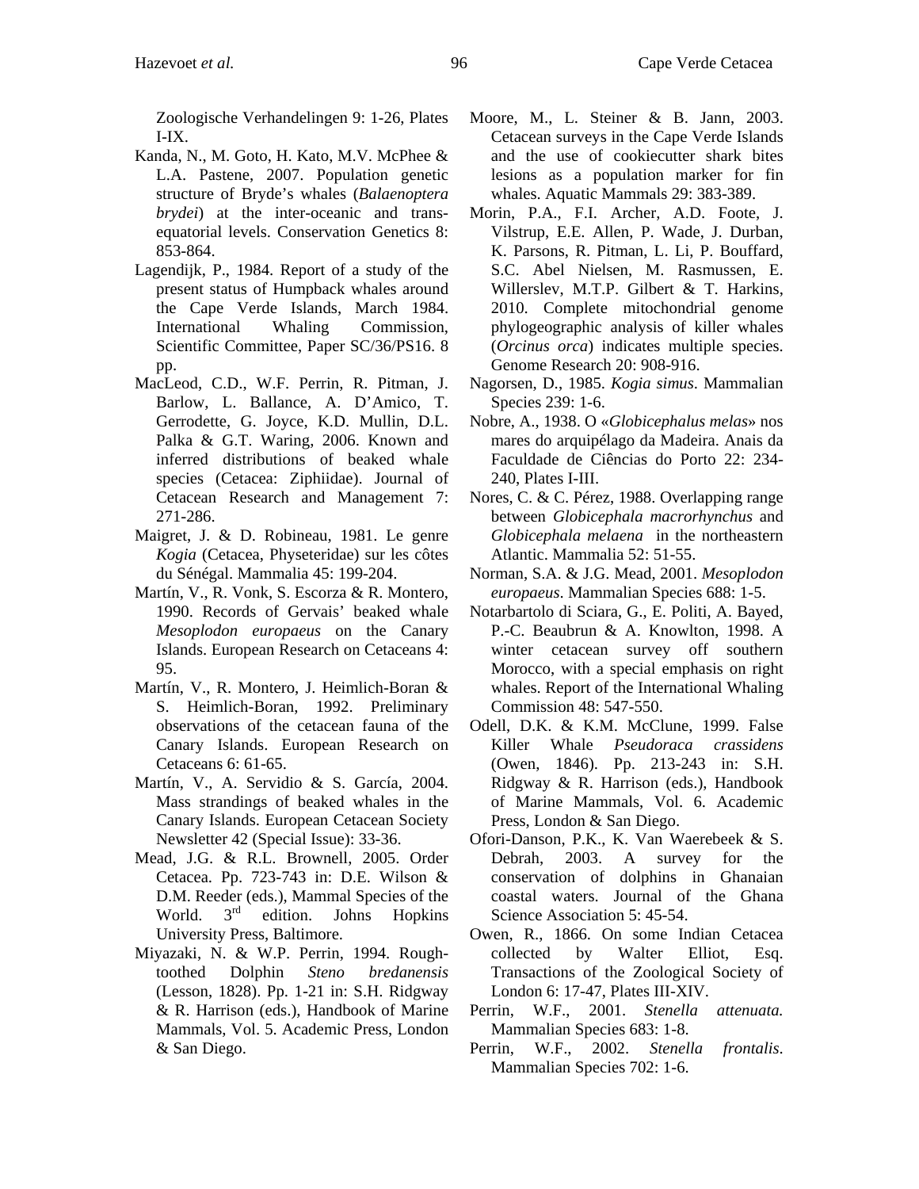Zoologische Verhandelingen 9: 1-26, Plates I-IX.

Kanda, N., M. Goto, H. Kato, M.V. McPhee & L.A. Pastene, 2007. Population genetic structure of Bryde's whales (*Balaenoptera brydei*) at the inter-oceanic and trans-equatorial levels. Conservation Genetics 8: 853-864.

Lagendijk, P., 1984. Report of a study of the present status of Humpback whales around the Cape Verde Islands, March 1984. International Whaling Commission, Scientific Committee, Paper SC/36/PS16. 8 pp.

MacLeod, C.D., W.F. Perrin, R. Pitman, J. Barlow, L. Ballance, A. D'Amico, T. Gerrodette, G. Joyce, K.D. Mullin, D.L. Palka & G.T. Waring, 2006. Known and inferred distributions of beaked whale species (Cetacea: Ziphiidae). Journal of Cetacean Research and Management 7: 271-286.

Maigret, J. & D. Robineau, 1981. Le genre *Kogia* (Cetacea, Physeteridae) sur les côtes du Sénégal. Mammalia 45: 199-204.

Martín, V., R. Vonk, S. Escorza & R. Montero, 1990. Records of Gervais' beaked whale *Mesoplodon europaeus* on the Canary Islands. European Research on Cetaceans 4: 95.

Martín, V., R. Montero, J. Heimlich-Boran & S. Heimlich-Boran, 1992. Preliminary observations of the cetacean fauna of the Canary Islands. European Research on Cetaceans 6: 61-65.

Martín, V., A. Servidio & S. García, 2004. Mass strandings of beaked whales in the Canary Islands. European Cetacean Society Newsletter 42 (Special Issue): 33-36.

Mead, J.G. & R.L. Brownell, 2005. Order Cetacea. Pp. 723-743 in: D.E. Wilson & D.M. Reeder (eds.), Mammal Species of the World. 3rd edition. Johns Hopkins University Press, Baltimore.

Miyazaki, N. & W.P. Perrin, 1994. Rough-toothed Dolphin *Steno bredanensis* (Lesson, 1828). Pp. 1-21 in: S.H. Ridgway & R. Harrison (eds.), Handbook of Marine Mammals, Vol. 5. Academic Press, London & San Diego.

Moore, M., L. Steiner & B. Jann, 2003. Cetacean surveys in the Cape Verde Islands and the use of cookiecutter shark bites lesions as a population marker for fin whales. Aquatic Mammals 29: 383-389.

Morin, P.A., F.I. Archer, A.D. Foote, J. Vilstrup, E.E. Allen, P. Wade, J. Durban, K. Parsons, R. Pitman, L. Li, P. Bouffard, S.C. Abel Nielsen, M. Rasmussen, E. Willerslev, M.T.P. Gilbert & T. Harkins, 2010. Complete mitochondrial genome phylogeographic analysis of killer whales (*Orcinus orca*) indicates multiple species. Genome Research 20: 908-916.

Nagorsen, D., 1985. *Kogia simus*. Mammalian Species 239: 1-6.

Nobre, A., 1938. O «*Globicephalus melas*» nos mares do arquipélago da Madeira. Anais da Faculdade de Ciências do Porto 22: 234-240, Plates I-III.

Nores, C. & C. Pérez, 1988. Overlapping range between *Globicephala macrorhynchus* and *Globicephala melaena* in the northeastern Atlantic. Mammalia 52: 51-55.

Norman, S.A. & J.G. Mead, 2001. *Mesoplodon europaeus*. Mammalian Species 688: 1-5.

Notarbartolo di Sciara, G., E. Politi, A. Bayed, P.-C. Beaubrun & A. Knowlton, 1998. A winter cetacean survey off southern Morocco, with a special emphasis on right whales. Report of the International Whaling Commission 48: 547-550.

Odell, D.K. & K.M. McClune, 1999. False Killer Whale *Pseudoraca crassidens* (Owen, 1846). Pp. 213-243 in: S.H. Ridgway & R. Harrison (eds.), Handbook of Marine Mammals, Vol. 6. Academic Press, London & San Diego.

Ofori-Danson, P.K., K. Van Waerebeek & S. Debrah, 2003. A survey for the conservation of dolphins in Ghanaian coastal waters. Journal of the Ghana Science Association 5: 45-54.

Owen, R., 1866. On some Indian Cetacea collected by Walter Elliot, Esq. Transactions of the Zoological Society of London 6: 17-47, Plates III-XIV.

Perrin, W.F., 2001. *Stenella attenuata.* Mammalian Species 683: 1-8.

Perrin, W.F., 2002. *Stenella frontalis*. Mammalian Species 702: 1-6.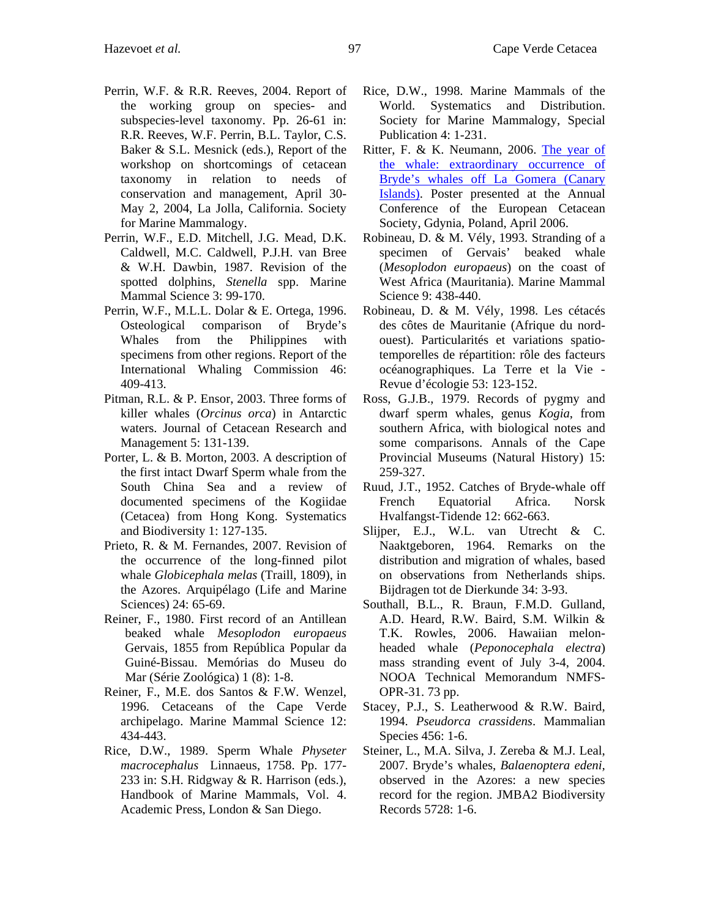Perrin, W.F. & R.R. Reeves, 2004. Report of the working group on species- and subspecies-level taxonomy. Pp. 26-61 in: R.R. Reeves, W.F. Perrin, B.L. Taylor, C.S. Baker & S.L. Mesnick (eds.), Report of the workshop on shortcomings of cetacean taxonomy in relation to needs of conservation and management, April 30-May 2, 2004, La Jolla, California. Society for Marine Mammalogy.

Perrin, W.F., E.D. Mitchell, J.G. Mead, D.K. Caldwell, M.C. Caldwell, P.J.H. van Bree & W.H. Dawbin, 1987. Revision of the spotted dolphins, *Stenella* spp. Marine Mammal Science 3: 99-170.

Perrin, W.F., M.L.L. Dolar & E. Ortega, 1996. Osteological comparison of Bryde's Whales from the Philippines with specimens from other regions. Report of the International Whaling Commission 46: 409-413.

Pitman, R.L. & P. Ensor, 2003. Three forms of killer whales (*Orcinus orca*) in Antarctic waters. Journal of Cetacean Research and Management 5: 131-139.

Porter, L. & B. Morton, 2003. A description of the first intact Dwarf Sperm whale from the South China Sea and a review of documented specimens of the Kogiidae (Cetacea) from Hong Kong. Systematics and Biodiversity 1: 127-135.

Prieto, R. & M. Fernandes, 2007. Revision of the occurrence of the long-finned pilot whale *Globicephala melas* (Traill, 1809), in the Azores. Arquipélago (Life and Marine Sciences) 24: 65-69.

Reiner, F., 1980. First record of an Antillean beaked whale *Mesoplodon europaeus* Gervais, 1855 from República Popular da Guiné-Bissau. Memórias do Museu do Mar (Série Zoológica) 1 (8): 1-8.

Reiner, F., M.E. dos Santos & F.W. Wenzel, 1996. Cetaceans of the Cape Verde archipelago. Marine Mammal Science 12: 434-443.

Rice, D.W., 1989. Sperm Whale *Physeter macrocephalus* Linnaeus, 1758. Pp. 177-233 in: S.H. Ridgway & R. Harrison (eds.), Handbook of Marine Mammals, Vol. 4. Academic Press, London & San Diego.

Rice, D.W., 1998. Marine Mammals of the World. Systematics and Distribution. Society for Marine Mammalogy, Special Publication 4: 1-231.

Ritter, F. & K. Neumann, 2006. The year of the whale: extraordinary occurrence of Bryde's whales off La Gomera (Canary Islands). Poster presented at the Annual Conference of the European Cetacean Society, Gdynia, Poland, April 2006.

Robineau, D. & M. Vély, 1993. Stranding of a specimen of Gervais' beaked whale (*Mesoplodon europaeus*) on the coast of West Africa (Mauritania). Marine Mammal Science 9: 438-440.

Robineau, D. & M. Vély, 1998. Les cétacés des côtes de Mauritanie (Afrique du nord-ouest). Particularités et variations spatio-temporelles de répartition: rôle des facteurs océanographiques. La Terre et la Vie - Revue d'écologie 53: 123-152.

Ross, G.J.B., 1979. Records of pygmy and dwarf sperm whales, genus *Kogia*, from southern Africa, with biological notes and some comparisons. Annals of the Cape Provincial Museums (Natural History) 15: 259-327.

Ruud, J.T., 1952. Catches of Bryde-whale off French Equatorial Africa. Norsk Hvalfangst-Tidende 12: 662-663.

Slijper, E.J., W.L. van Utrecht & C. Naaktgeboren, 1964. Remarks on the distribution and migration of whales, based on observations from Netherlands ships. Bijdragen tot de Dierkunde 34: 3-93.

Southall, B.L., R. Braun, F.M.D. Gulland, A.D. Heard, R.W. Baird, S.M. Wilkin & T.K. Rowles, 2006. Hawaiian melon-headed whale (*Peponocephala electra*) mass stranding event of July 3-4, 2004. NOAA Technical Memorandum NMFS-OPR-31. 73 pp.

Stacey, P.J., S. Leatherwood & R.W. Baird, 1994. *Pseudorca crassidens*. Mammalian Species 456: 1-6.

Steiner, L., M.A. Silva, J. Zereba & M.J. Leal, 2007. Bryde's whales, *Balaenoptera edeni*, observed in the Azores: a new species record for the region. JMBA2 Biodiversity Records 5728: 1-6.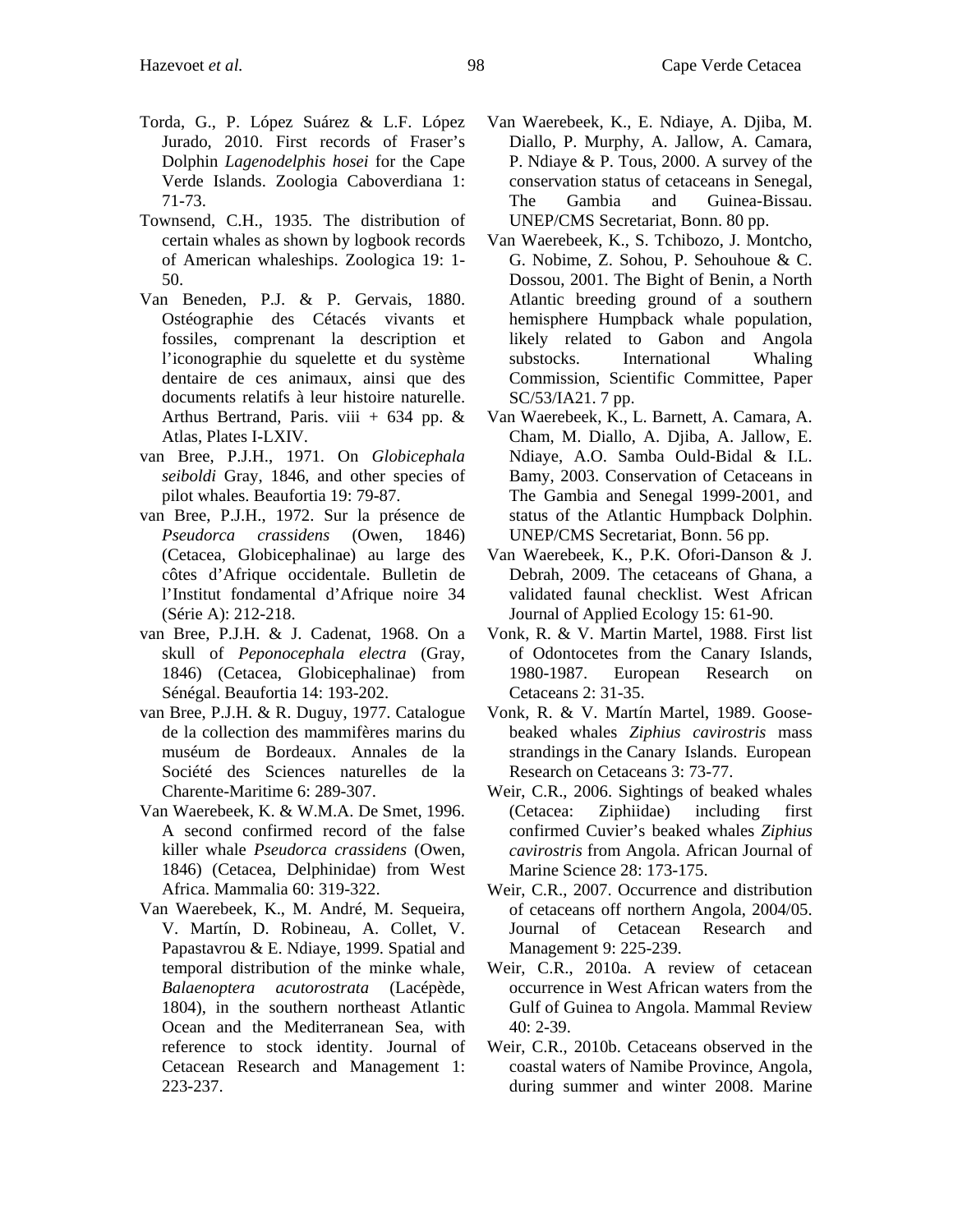Torda, G., P. López Suárez & L.F. López Jurado, 2010. First records of Fraser's Dolphin *Lagenodelphis hosei* for the Cape Verde Islands. Zoologia Caboverdiana 1: 71-73.

Townsend, C.H., 1935. The distribution of certain whales as shown by logbook records of American whaleships. Zoologica 19: 1-50.

Van Beneden, P.J. & P. Gervais, 1880. Ostéographie des Cétacés vivants et fossiles, comprenant la description et l'iconographie du squelette et du système dentaire de ces animaux, ainsi que des documents relatifs à leur histoire naturelle. Arthus Bertrand, Paris. viii + 634 pp. & Atlas, Plates I-LXIV.

van Bree, P.J.H., 1971. On *Globicephala seiboldi* Gray, 1846, and other species of pilot whales. Beaufortia 19: 79-87.

van Bree, P.J.H., 1972. Sur la présence de *Pseudorca crassidens* (Owen, 1846) (Cetacea, Globicephalinae) au large des côtes d'Afrique occidentale. Bulletin de l'Institut fondamental d'Afrique noire 34 (Série A): 212-218.

van Bree, P.J.H. & J. Cadenat, 1968. On a skull of *Peponocephala electra* (Gray, 1846) (Cetacea, Globicephalinae) from Sénégal. Beaufortia 14: 193-202.

van Bree, P.J.H. & R. Duguy, 1977. Catalogue de la collection des mammifères marins du muséum de Bordeaux. Annales de la Société des Sciences naturelles de la Charente-Maritime 6: 289-307.

Van Waerebeek, K. & W.M.A. De Smet, 1996. A second confirmed record of the false killer whale *Pseudorca crassidens* (Owen, 1846) (Cetacea, Delphinidae) from West Africa. Mammalia 60: 319-322.

Van Waerebeek, K., M. André, M. Sequeira, V. Martín, D. Robineau, A. Collet, V. Papastavrou & E. Ndiaye, 1999. Spatial and temporal distribution of the minke whale, *Balaenoptera acutorostrata* (Lacépède, 1804), in the southern northeast Atlantic Ocean and the Mediterranean Sea, with reference to stock identity. Journal of Cetacean Research and Management 1: 223-237.

Van Waerebeek, K., E. Ndiaye, A. Djiba, M. Diallo, P. Murphy, A. Jallow, A. Camara, P. Ndiaye & P. Tous, 2000. A survey of the conservation status of cetaceans in Senegal, The Gambia and Guinea-Bissau. UNEP/CMS Secretariat, Bonn. 80 pp.

Van Waerebeek, K., S. Tchibozo, J. Montcho, G. Nobime, Z. Sohou, P. Sehouhoue & C. Dossou, 2001. The Bight of Benin, a North Atlantic breeding ground of a southern hemisphere Humpback whale population, likely related to Gabon and Angola substocks. International Whaling Commission, Scientific Committee, Paper SC/53/IA21. 7 pp.

Van Waerebeek, K., L. Barnett, A. Camara, A. Cham, M. Diallo, A. Djiba, A. Jallow, E. Ndiaye, A.O. Samba Ould-Bidal & I.L. Bamy, 2003. Conservation of Cetaceans in The Gambia and Senegal 1999-2001, and status of the Atlantic Humpback Dolphin. UNEP/CMS Secretariat, Bonn. 56 pp.

Van Waerebeek, K., P.K. Ofori-Danson & J. Debrah, 2009. The cetaceans of Ghana, a validated faunal checklist. West African Journal of Applied Ecology 15: 61-90.

Vonk, R. & V. Martin Martel, 1988. First list of Odontocetes from the Canary Islands, 1980-1987. European Research on Cetaceans 2: 31-35.

Vonk, R. & V. Martín Martel, 1989. Goose-beaked whales *Ziphius cavirostris* mass strandings in the Canary Islands. European Research on Cetaceans 3: 73-77.

Weir, C.R., 2006. Sightings of beaked whales (Cetacea: Ziphiidae) including first confirmed Cuvier's beaked whales *Ziphius cavirostris* from Angola. African Journal of Marine Science 28: 173-175.

Weir, C.R., 2007. Occurrence and distribution of cetaceans off northern Angola, 2004/05. Journal of Cetacean Research and Management 9: 225-239.

Weir, C.R., 2010a. A review of cetacean occurrence in West African waters from the Gulf of Guinea to Angola. Mammal Review 40: 2-39.

Weir, C.R., 2010b. Cetaceans observed in the coastal waters of Namibe Province, Angola, during summer and winter 2008. Marine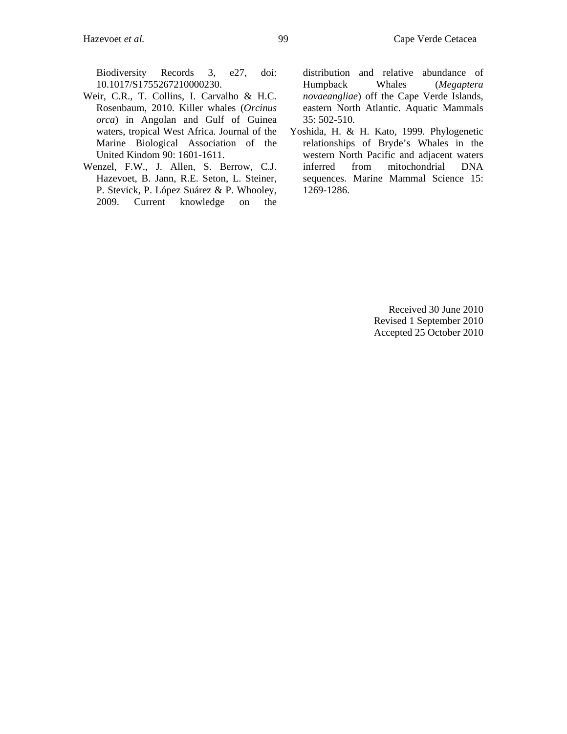Biodiversity Records 3, e27, doi: 10.1017/S1755267210000230.

Weir, C.R., T. Collins, I. Carvalho & H.C. Rosenbaum, 2010. Killer whales (*Orcinus orca*) in Angolan and Gulf of Guinea waters, tropical West Africa. Journal of the Marine Biological Association of the United Kindom 90: 1601-1611.

Wenzel, F.W., J. Allen, S. Berrow, C.J. Hazevoet, B. Jann, R.E. Seton, L. Steiner, P. Stevick, P. López Suárez & P. Whooley, 2009. Current knowledge on the distribution and relative abundance of Humpback Whales (*Megaptera novaeangliae*) off the Cape Verde Islands, eastern North Atlantic. Aquatic Mammals 35: 502-510.

Yoshida, H. & H. Kato, 1999. Phylogenetic relationships of Bryde's Whales in the western North Pacific and adjacent waters inferred from mitochondrial DNA sequences. Marine Mammal Science 15: 1269-1286.

Received 30 June 2010
Revised 1 September 2010
Accepted 25 October 2010